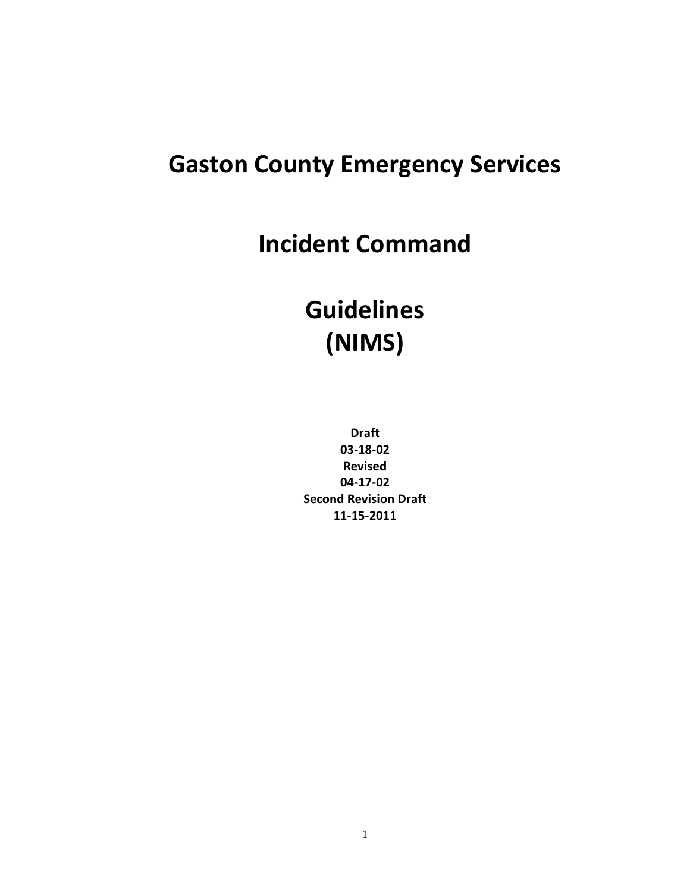# Gaston County Emergency Services

# Incident Command

# Guidelines (NIMS)

**Draft**
**03-18-02**
**Revised**
**04-17-02**
**Second Revision Draft**
**11-15-2011**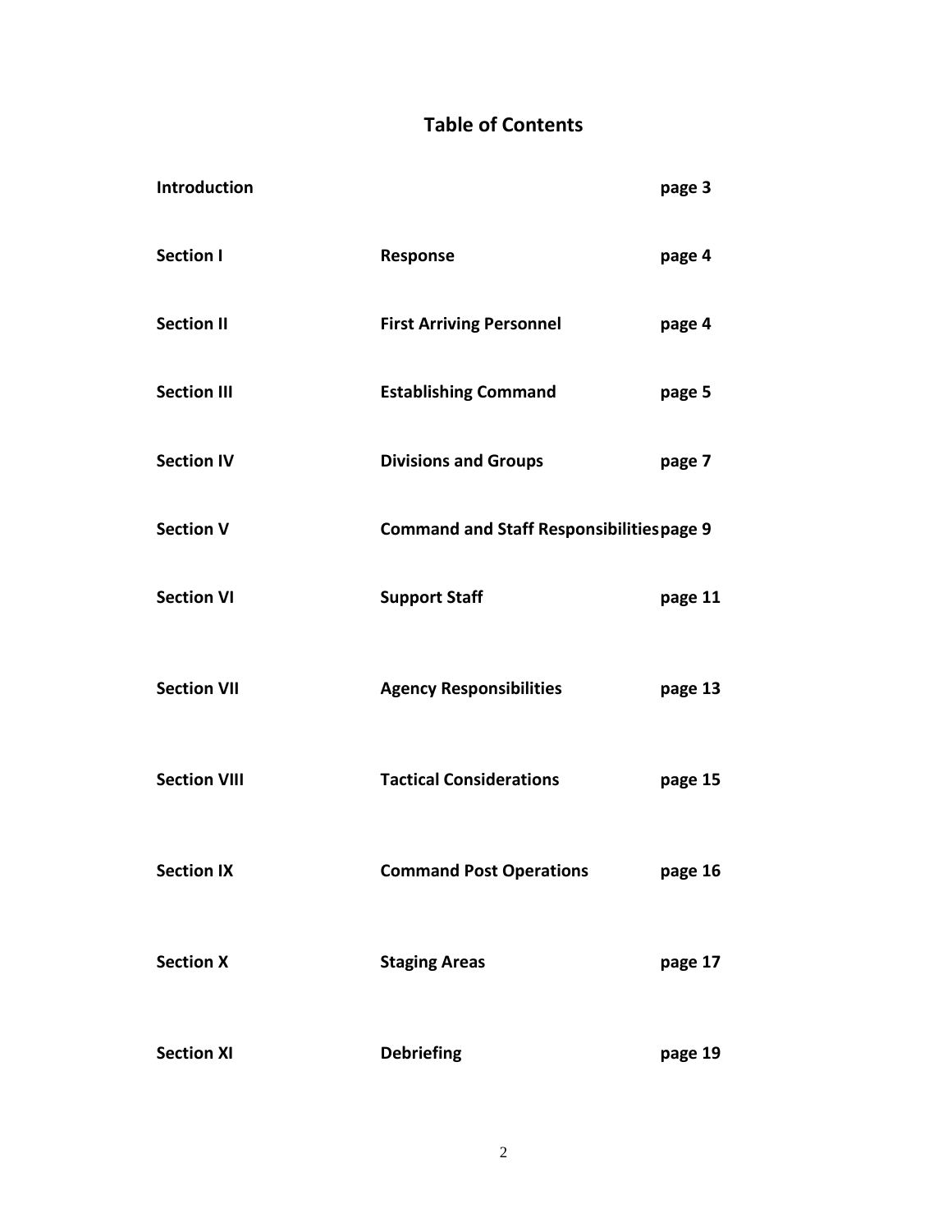# Table of Contents

| | | |
|---|---|---|
| **Introduction** | | **page 3** |
| **Section I** | **Response** | **page 4** |
| **Section II** | **First Arriving Personnel** | **page 4** |
| **Section III** | **Establishing Command** | **page 5** |
| **Section IV** | **Divisions and Groups** | **page 7** |
| **Section V** | **Command and Staff Responsibilities** | **page 9** |
| **Section VI** | **Support Staff** | **page 11** |
| **Section VII** | **Agency Responsibilities** | **page 13** |
| **Section VIII** | **Tactical Considerations** | **page 15** |
| **Section IX** | **Command Post Operations** | **page 16** |
| **Section X** | **Staging Areas** | **page 17** |
| **Section XI** | **Debriefing** | **page 19** |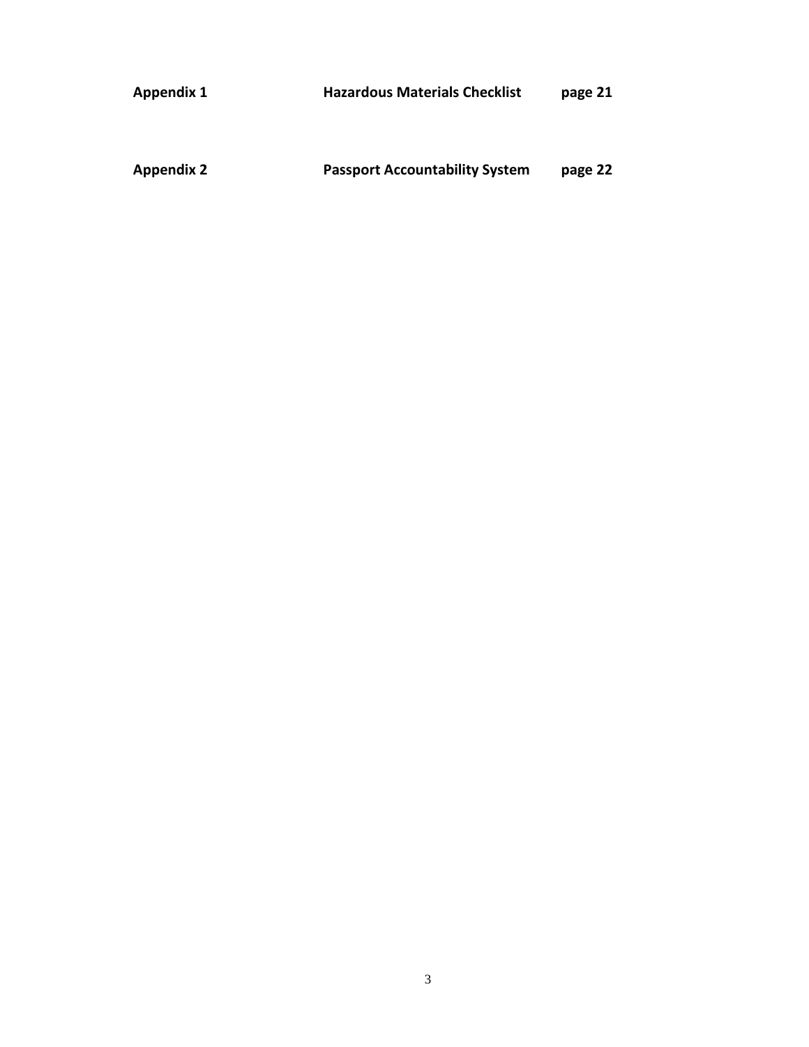| | | |
|---|---|---|
| **Appendix 1** | **Hazardous Materials Checklist** | **page 21** |
| **Appendix 2** | **Passport Accountability System** | **page 22** |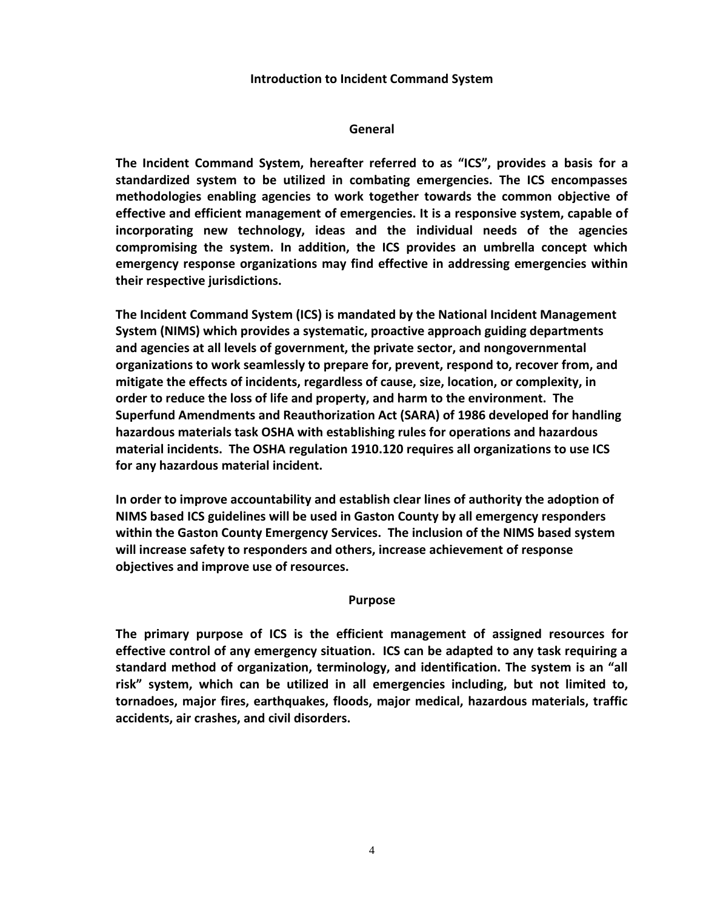## Introduction to Incident Command System

### General

**The Incident Command System, hereafter referred to as "ICS", provides a basis for a standardized system to be utilized in combating emergencies. The ICS encompasses methodologies enabling agencies to work together towards the common objective of effective and efficient management of emergencies. It is a responsive system, capable of incorporating new technology, ideas and the individual needs of the agencies compromising the system. In addition, the ICS provides an umbrella concept which emergency response organizations may find effective in addressing emergencies within their respective jurisdictions.**

**The Incident Command System (ICS) is mandated by the National Incident Management System (NIMS) which provides a systematic, proactive approach guiding departments and agencies at all levels of government, the private sector, and nongovernmental organizations to work seamlessly to prepare for, prevent, respond to, recover from, and mitigate the effects of incidents, regardless of cause, size, location, or complexity, in order to reduce the loss of life and property, and harm to the environment. The Superfund Amendments and Reauthorization Act (SARA) of 1986 developed for handling hazardous materials task OSHA with establishing rules for operations and hazardous material incidents. The OSHA regulation 1910.120 requires all organizations to use ICS for any hazardous material incident.**

**In order to improve accountability and establish clear lines of authority the adoption of NIMS based ICS guidelines will be used in Gaston County by all emergency responders within the Gaston County Emergency Services. The inclusion of the NIMS based system will increase safety to responders and others, increase achievement of response objectives and improve use of resources.**

### Purpose

**The primary purpose of ICS is the efficient management of assigned resources for effective control of any emergency situation. ICS can be adapted to any task requiring a standard method of organization, terminology, and identification. The system is an "all risk" system, which can be utilized in all emergencies including, but not limited to, tornadoes, major fires, earthquakes, floods, major medical, hazardous materials, traffic accidents, air crashes, and civil disorders.**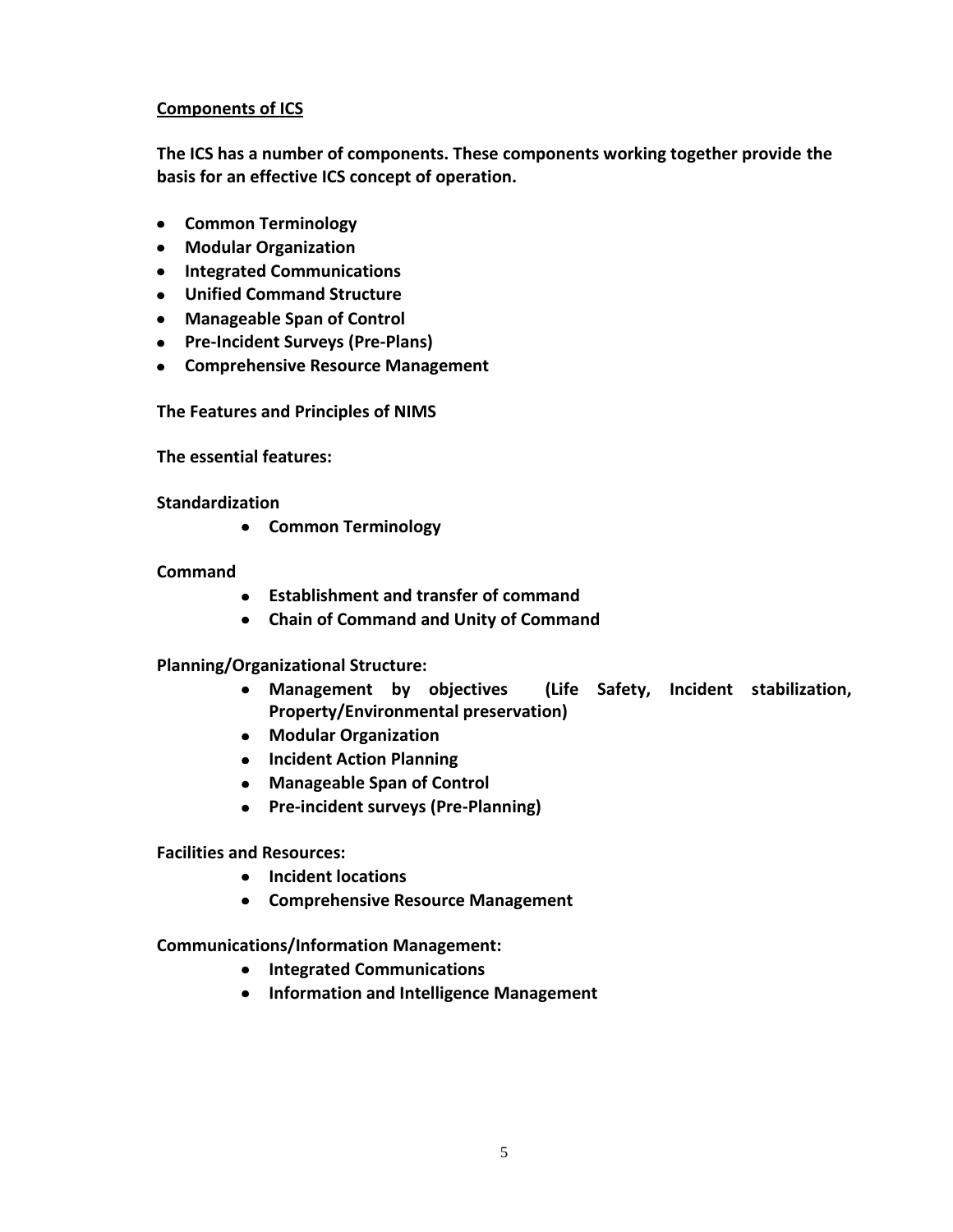## Components of ICS

**The ICS has a number of components. These components working together provide the basis for an effective ICS concept of operation.**

- **Common Terminology**
- **Modular Organization**
- **Integrated Communications**
- **Unified Command Structure**
- **Manageable Span of Control**
- **Pre-Incident Surveys (Pre-Plans)**
- **Comprehensive Resource Management**

**The Features and Principles of NIMS**

**The essential features:**

**Standardization**

- **Common Terminology**

**Command**

- **Establishment and transfer of command**
- **Chain of Command and Unity of Command**

**Planning/Organizational Structure:**

- **Management by objectives (Life Safety, Incident stabilization, Property/Environmental preservation)**
- **Modular Organization**
- **Incident Action Planning**
- **Manageable Span of Control**
- **Pre-incident surveys (Pre-Planning)**

**Facilities and Resources:**

- **Incident locations**
- **Comprehensive Resource Management**

**Communications/Information Management:**

- **Integrated Communications**
- **Information and Intelligence Management**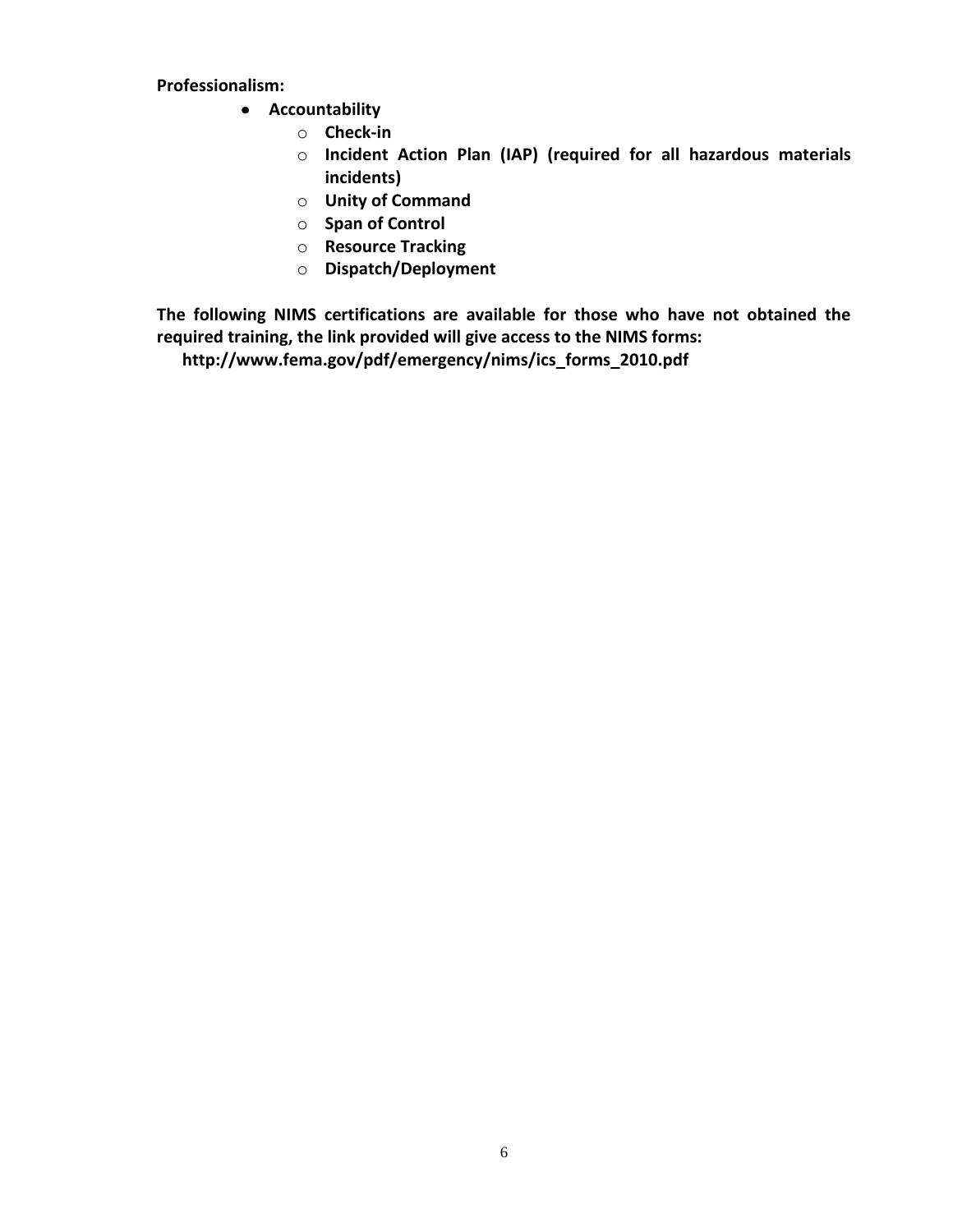**Professionalism:**

- **Accountability**
    - **Check-in**
    - **Incident Action Plan (IAP) (required for all hazardous materials incidents)**
    - **Unity of Command**
    - **Span of Control**
    - **Resource Tracking**
    - **Dispatch/Deployment**

**The following NIMS certifications are available for those who have not obtained the required training, the link provided will give access to the NIMS forms:**

**http://www.fema.gov/pdf/emergency/nims/ics_forms_2010.pdf**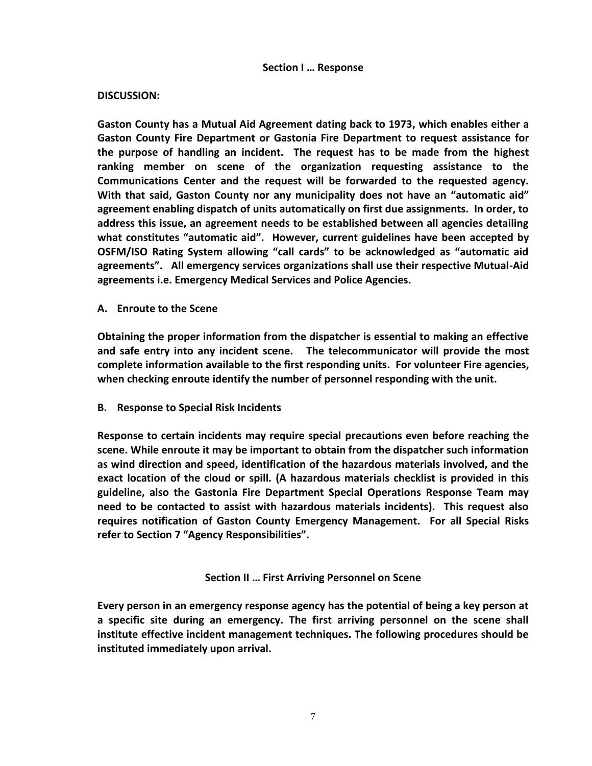## Section I … Response

**DISCUSSION:**

**Gaston County has a Mutual Aid Agreement dating back to 1973, which enables either a Gaston County Fire Department or Gastonia Fire Department to request assistance for the purpose of handling an incident. The request has to be made from the highest ranking member on scene of the organization requesting assistance to the Communications Center and the request will be forwarded to the requested agency. With that said, Gaston County nor any municipality does not have an "automatic aid" agreement enabling dispatch of units automatically on first due assignments. In order, to address this issue, an agreement needs to be established between all agencies detailing what constitutes "automatic aid". However, current guidelines have been accepted by OSFM/ISO Rating System allowing "call cards" to be acknowledged as "automatic aid agreements". All emergency services organizations shall use their respective Mutual-Aid agreements i.e. Emergency Medical Services and Police Agencies.**

### A. Enroute to the Scene

**Obtaining the proper information from the dispatcher is essential to making an effective and safe entry into any incident scene. The telecommunicator will provide the most complete information available to the first responding units. For volunteer Fire agencies, when checking enroute identify the number of personnel responding with the unit.**

### B. Response to Special Risk Incidents

**Response to certain incidents may require special precautions even before reaching the scene. While enroute it may be important to obtain from the dispatcher such information as wind direction and speed, identification of the hazardous materials involved, and the exact location of the cloud or spill. (A hazardous materials checklist is provided in this guideline, also the Gastonia Fire Department Special Operations Response Team may need to be contacted to assist with hazardous materials incidents). This request also requires notification of Gaston County Emergency Management. For all Special Risks refer to Section 7 "Agency Responsibilities".**

## Section II … First Arriving Personnel on Scene

**Every person in an emergency response agency has the potential of being a key person at a specific site during an emergency. The first arriving personnel on the scene shall institute effective incident management techniques. The following procedures should be instituted immediately upon arrival.**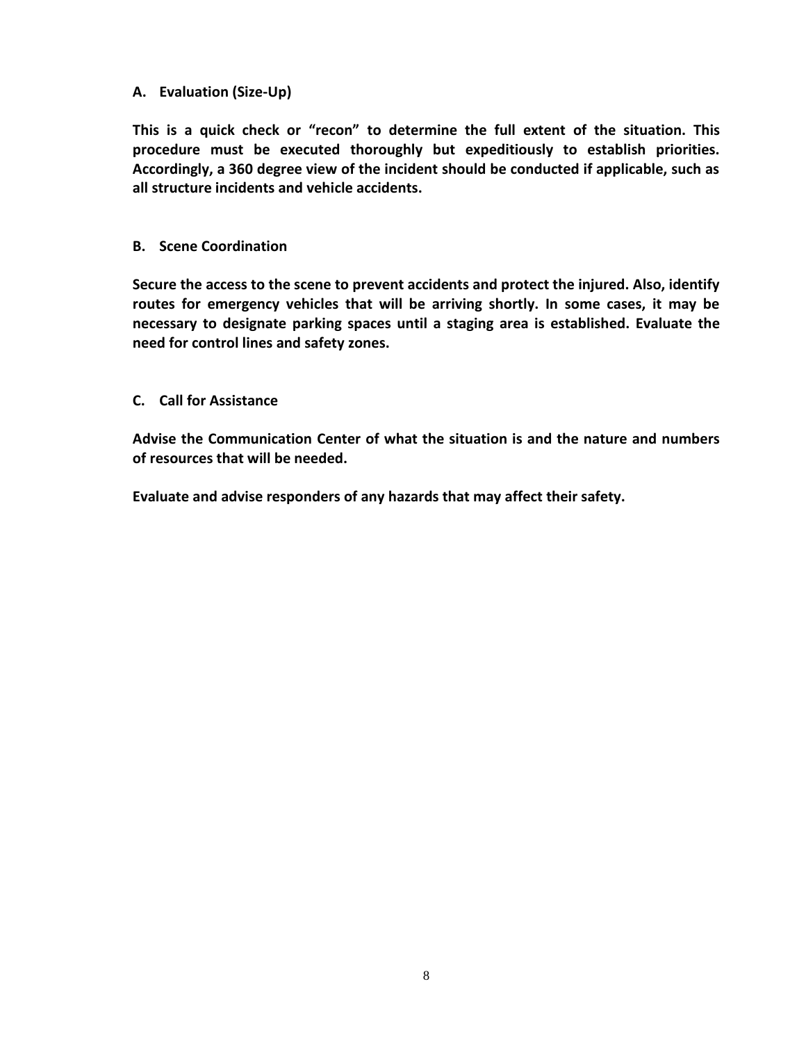### A. Evaluation (Size-Up)

**This is a quick check or "recon" to determine the full extent of the situation. This procedure must be executed thoroughly but expeditiously to establish priorities. Accordingly, a 360 degree view of the incident should be conducted if applicable, such as all structure incidents and vehicle accidents.**

### B. Scene Coordination

**Secure the access to the scene to prevent accidents and protect the injured. Also, identify routes for emergency vehicles that will be arriving shortly. In some cases, it may be necessary to designate parking spaces until a staging area is established. Evaluate the need for control lines and safety zones.**

### C. Call for Assistance

**Advise the Communication Center of what the situation is and the nature and numbers of resources that will be needed.**

**Evaluate and advise responders of any hazards that may affect their safety.**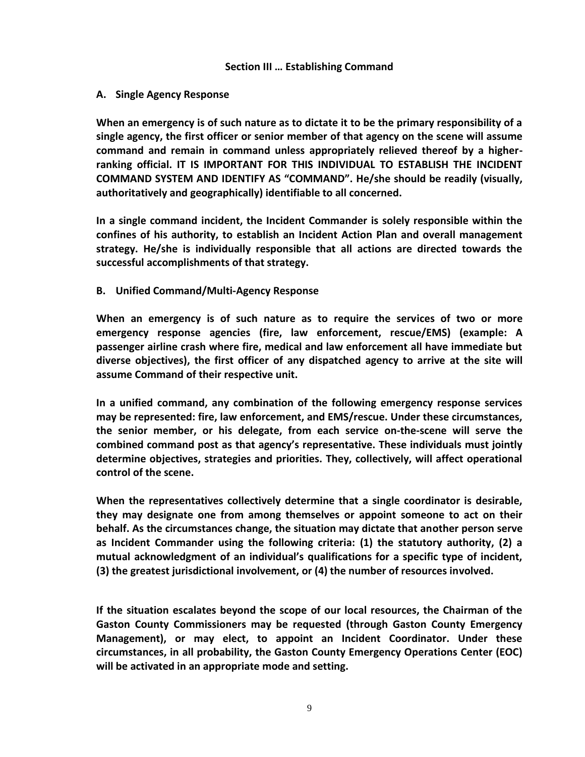## Section III … Establishing Command

### A. Single Agency Response

**When an emergency is of such nature as to dictate it to be the primary responsibility of a single agency, the first officer or senior member of that agency on the scene will assume command and remain in command unless appropriately relieved thereof by a higher-ranking official. IT IS IMPORTANT FOR THIS INDIVIDUAL TO ESTABLISH THE INCIDENT COMMAND SYSTEM AND IDENTIFY AS "COMMAND". He/she should be readily (visually, authoritatively and geographically) identifiable to all concerned.**

**In a single command incident, the Incident Commander is solely responsible within the confines of his authority, to establish an Incident Action Plan and overall management strategy. He/she is individually responsible that all actions are directed towards the successful accomplishments of that strategy.**

### B. Unified Command/Multi-Agency Response

**When an emergency is of such nature as to require the services of two or more emergency response agencies (fire, law enforcement, rescue/EMS) (example: A passenger airline crash where fire, medical and law enforcement all have immediate but diverse objectives), the first officer of any dispatched agency to arrive at the site will assume Command of their respective unit.**

**In a unified command, any combination of the following emergency response services may be represented: fire, law enforcement, and EMS/rescue. Under these circumstances, the senior member, or his delegate, from each service on-the-scene will serve the combined command post as that agency's representative. These individuals must jointly determine objectives, strategies and priorities. They, collectively, will affect operational control of the scene.**

**When the representatives collectively determine that a single coordinator is desirable, they may designate one from among themselves or appoint someone to act on their behalf. As the circumstances change, the situation may dictate that another person serve as Incident Commander using the following criteria: (1) the statutory authority, (2) a mutual acknowledgment of an individual's qualifications for a specific type of incident, (3) the greatest jurisdictional involvement, or (4) the number of resources involved.**

**If the situation escalates beyond the scope of our local resources, the Chairman of the Gaston County Commissioners may be requested (through Gaston County Emergency Management), or may elect, to appoint an Incident Coordinator. Under these circumstances, in all probability, the Gaston County Emergency Operations Center (EOC) will be activated in an appropriate mode and setting.**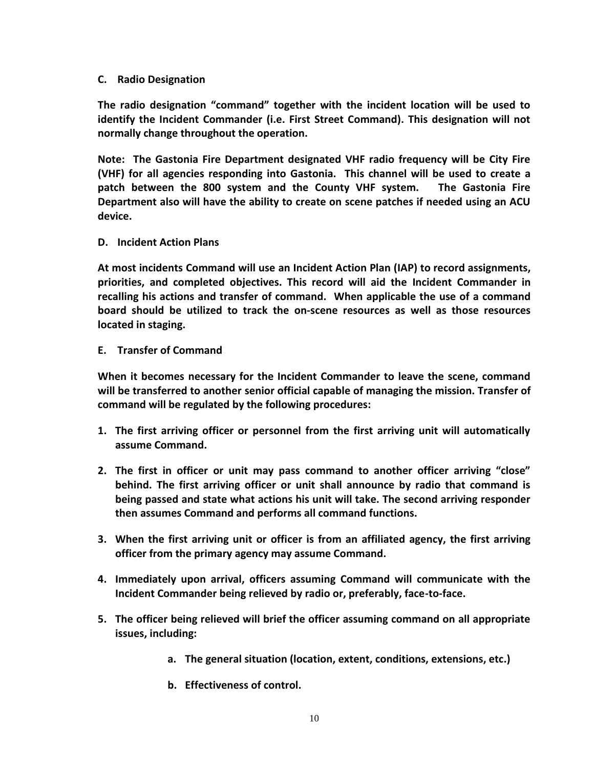### C. Radio Designation

**The radio designation "command" together with the incident location will be used to identify the Incident Commander (i.e. First Street Command). This designation will not normally change throughout the operation.**

**Note: The Gastonia Fire Department designated VHF radio frequency will be City Fire (VHF) for all agencies responding into Gastonia. This channel will be used to create a patch between the 800 system and the County VHF system. The Gastonia Fire Department also will have the ability to create on scene patches if needed using an ACU device.**

### D. Incident Action Plans

**At most incidents Command will use an Incident Action Plan (IAP) to record assignments, priorities, and completed objectives. This record will aid the Incident Commander in recalling his actions and transfer of command. When applicable the use of a command board should be utilized to track the on-scene resources as well as those resources located in staging.**

### E. Transfer of Command

**When it becomes necessary for the Incident Commander to leave the scene, command will be transferred to another senior official capable of managing the mission. Transfer of command will be regulated by the following procedures:**

1. **The first arriving officer or personnel from the first arriving unit will automatically assume Command.**
2. **The first in officer or unit may pass command to another officer arriving "close" behind. The first arriving officer or unit shall announce by radio that command is being passed and state what actions his unit will take. The second arriving responder then assumes Command and performs all command functions.**
3. **When the first arriving unit or officer is from an affiliated agency, the first arriving officer from the primary agency may assume Command.**
4. **Immediately upon arrival, officers assuming Command will communicate with the Incident Commander being relieved by radio or, preferably, face-to-face.**
5. **The officer being relieved will brief the officer assuming command on all appropriate issues, including:**
    a. **The general situation (location, extent, conditions, extensions, etc.)**
    b. **Effectiveness of control.**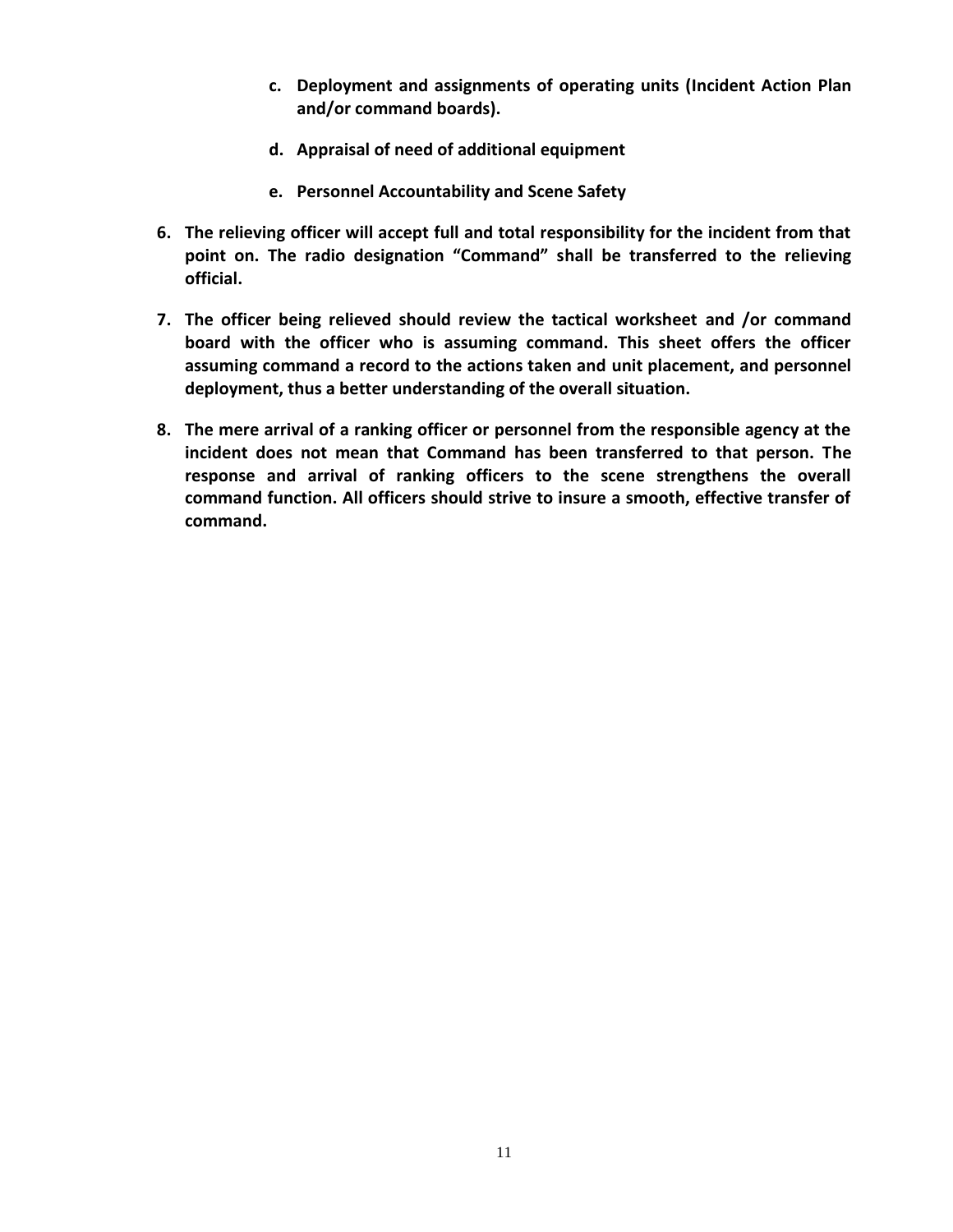c. **Deployment and assignments of operating units (Incident Action Plan and/or command boards).**

   d. **Appraisal of need of additional equipment**

   e. **Personnel Accountability and Scene Safety**

6. **The relieving officer will accept full and total responsibility for the incident from that point on. The radio designation "Command" shall be transferred to the relieving official.**

7. **The officer being relieved should review the tactical worksheet and /or command board with the officer who is assuming command. This sheet offers the officer assuming command a record to the actions taken and unit placement, and personnel deployment, thus a better understanding of the overall situation.**

8. **The mere arrival of a ranking officer or personnel from the responsible agency at the incident does not mean that Command has been transferred to that person. The response and arrival of ranking officers to the scene strengthens the overall command function. All officers should strive to insure a smooth, effective transfer of command.**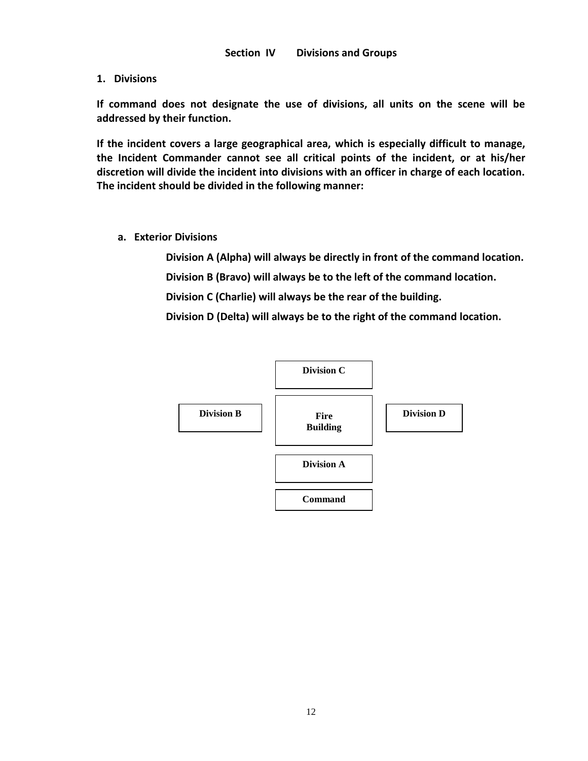## Section IV Divisions and Groups

**1. Divisions**

**If command does not designate the use of divisions, all units on the scene will be addressed by their function.**

**If the incident covers a large geographical area, which is especially difficult to manage, the Incident Commander cannot see all critical points of the incident, or at his/her discretion will divide the incident into divisions with an officer in charge of each location. The incident should be divided in the following manner:**

**a. Exterior Divisions**

**Division A (Alpha) will always be directly in front of the command location.**

**Division B (Bravo) will always be to the left of the command location.**

**Division C (Charlie) will always be the rear of the building.**

**Division D (Delta) will always be to the right of the command location.**

| | Division C | |
|---|---|---|
| Division B | Fire Building | Division D |
| | Division A | |
| | Command | |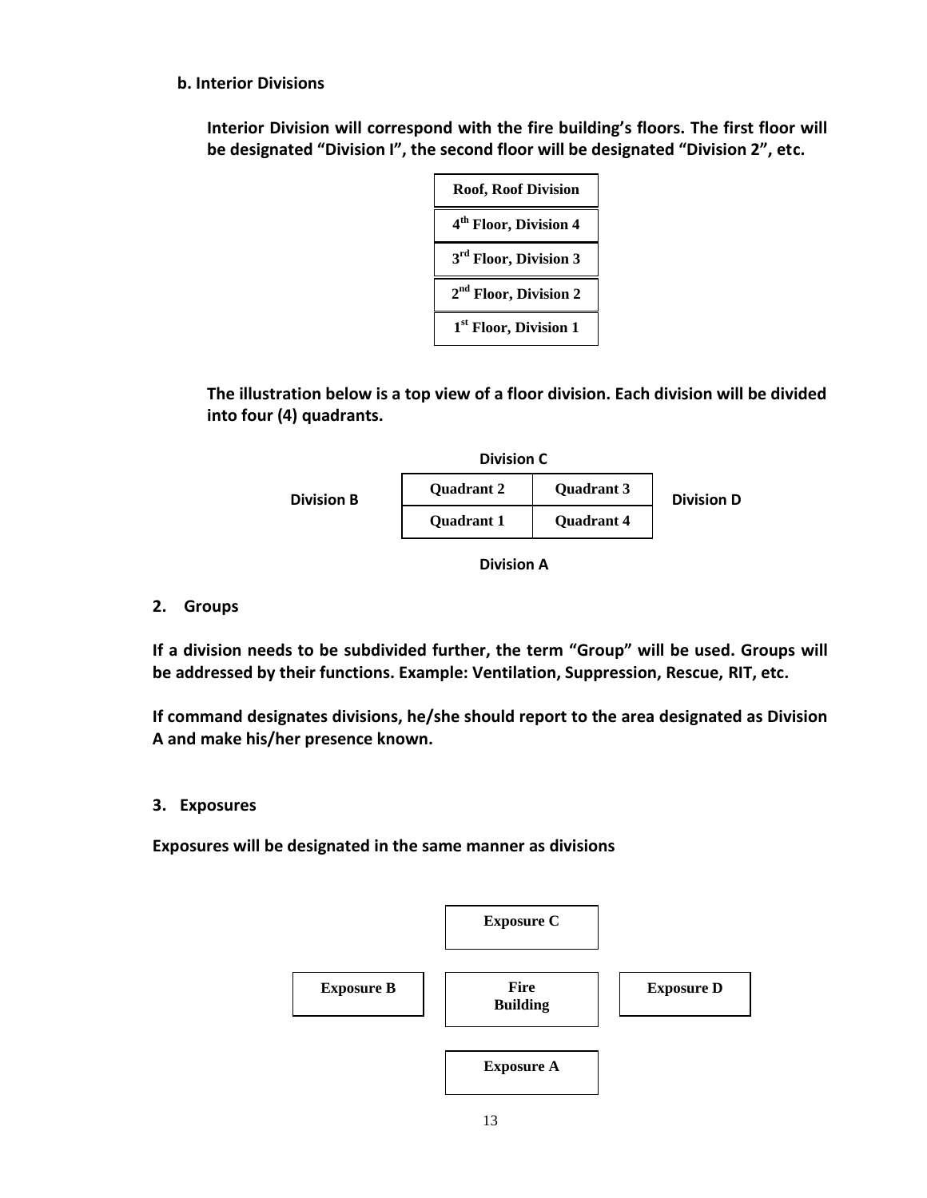**b. Interior Divisions**

**Interior Division will correspond with the fire building's floors. The first floor will be designated "Division I", the second floor will be designated "Division 2", etc.**

| Roof, Roof Division |
| --- |
| 4th Floor, Division 4 |
| 3rd Floor, Division 3 |
| 2nd Floor, Division 2 |
| 1st Floor, Division 1 |

**The illustration below is a top view of a floor division. Each division will be divided into four (4) quadrants.**

**Division C**

| **Division B** | Quadrant 2 | Quadrant 3 | **Division D** |
| --- | --- | --- | --- |
| | Quadrant 1 | Quadrant 4 | |

**Division A**

## 2. Groups

**If a division needs to be subdivided further, the term "Group" will be used. Groups will be addressed by their functions. Example: Ventilation, Suppression, Rescue, RIT, etc.**

**If command designates divisions, he/she should report to the area designated as Division A and make his/her presence known.**

## 3. Exposures

**Exposures will be designated in the same manner as divisions**

| | Exposure C | |
| --- | --- | --- |
| Exposure B | Fire Building | Exposure D |
| | Exposure A | |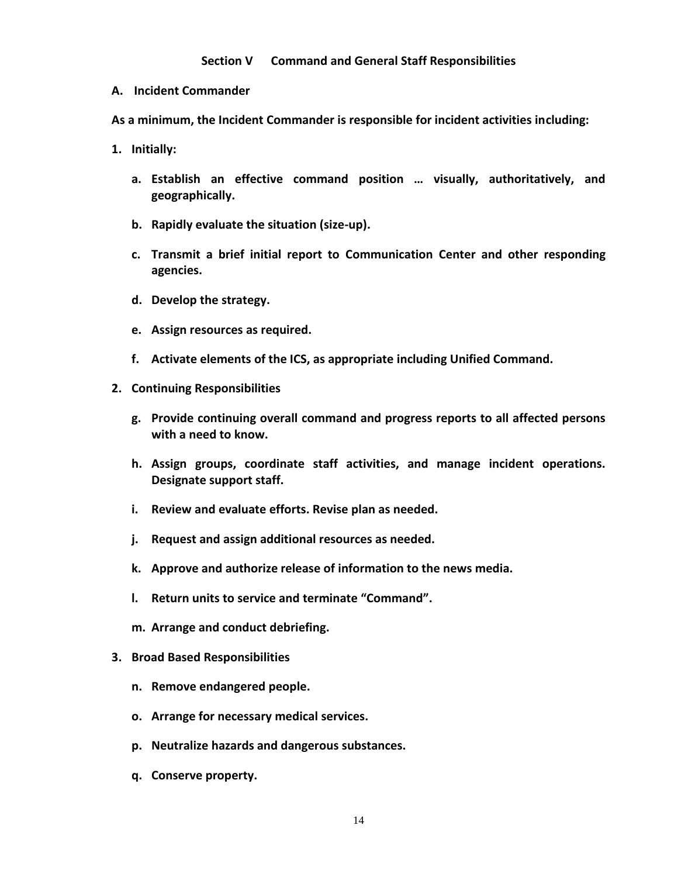## Section V Command and General Staff Responsibilities

### A. Incident Commander

**As a minimum, the Incident Commander is responsible for incident activities including:**

1. **Initially:**
   - **a. Establish an effective command position … visually, authoritatively, and geographically.**
   - **b. Rapidly evaluate the situation (size-up).**
   - **c. Transmit a brief initial report to Communication Center and other responding agencies.**
   - **d. Develop the strategy.**
   - **e. Assign resources as required.**
   - **f. Activate elements of the ICS, as appropriate including Unified Command.**

2. **Continuing Responsibilities**
   - **g. Provide continuing overall command and progress reports to all affected persons with a need to know.**
   - **h. Assign groups, coordinate staff activities, and manage incident operations. Designate support staff.**
   - **i. Review and evaluate efforts. Revise plan as needed.**
   - **j. Request and assign additional resources as needed.**
   - **k. Approve and authorize release of information to the news media.**
   - **l. Return units to service and terminate "Command".**
   - **m. Arrange and conduct debriefing.**

3. **Broad Based Responsibilities**
   - **n. Remove endangered people.**
   - **o. Arrange for necessary medical services.**
   - **p. Neutralize hazards and dangerous substances.**
   - **q. Conserve property.**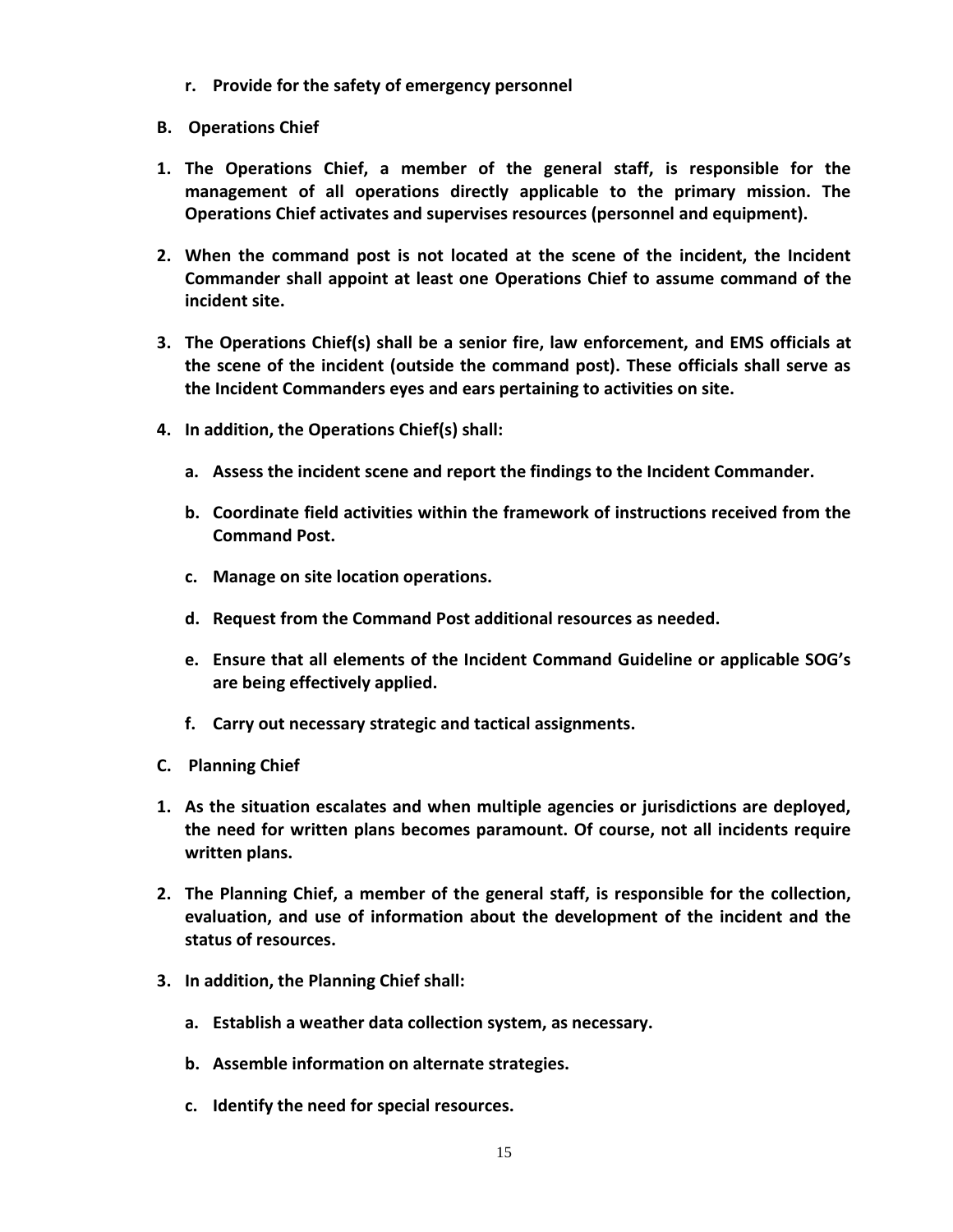**r. Provide for the safety of emergency personnel**

**B. Operations Chief**

1. **The Operations Chief, a member of the general staff, is responsible for the management of all operations directly applicable to the primary mission. The Operations Chief activates and supervises resources (personnel and equipment).**

2. **When the command post is not located at the scene of the incident, the Incident Commander shall appoint at least one Operations Chief to assume command of the incident site.**

3. **The Operations Chief(s) shall be a senior fire, law enforcement, and EMS officials at the scene of the incident (outside the command post). These officials shall serve as the Incident Commanders eyes and ears pertaining to activities on site.**

4. **In addition, the Operations Chief(s) shall:**

   a. **Assess the incident scene and report the findings to the Incident Commander.**

   b. **Coordinate field activities within the framework of instructions received from the Command Post.**

   c. **Manage on site location operations.**

   d. **Request from the Command Post additional resources as needed.**

   e. **Ensure that all elements of the Incident Command Guideline or applicable SOG's are being effectively applied.**

   f. **Carry out necessary strategic and tactical assignments.**

**C. Planning Chief**

1. **As the situation escalates and when multiple agencies or jurisdictions are deployed, the need for written plans becomes paramount. Of course, not all incidents require written plans.**

2. **The Planning Chief, a member of the general staff, is responsible for the collection, evaluation, and use of information about the development of the incident and the status of resources.**

3. **In addition, the Planning Chief shall:**

   a. **Establish a weather data collection system, as necessary.**

   b. **Assemble information on alternate strategies.**

   c. **Identify the need for special resources.**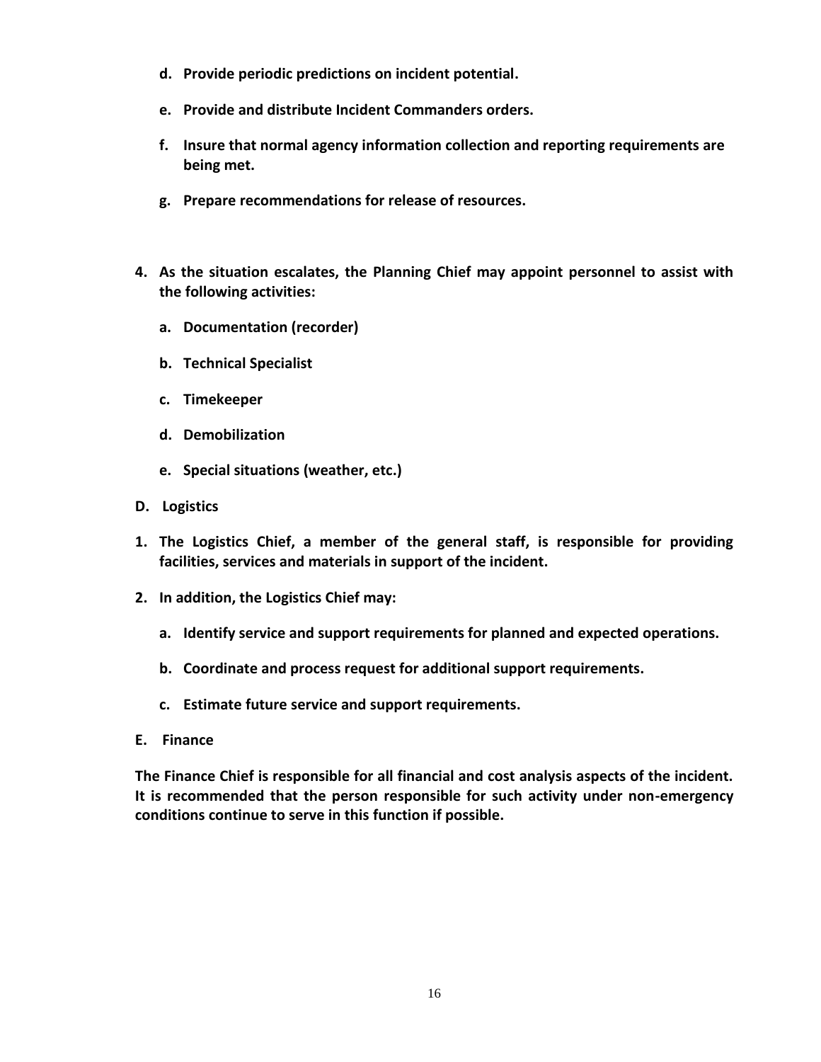**d. Provide periodic predictions on incident potential.**

**e. Provide and distribute Incident Commanders orders.**

**f. Insure that normal agency information collection and reporting requirements are being met.**

**g. Prepare recommendations for release of resources.**

**4. As the situation escalates, the Planning Chief may appoint personnel to assist with the following activities:**

**a. Documentation (recorder)**

**b. Technical Specialist**

**c. Timekeeper**

**d. Demobilization**

**e. Special situations (weather, etc.)**

**D. Logistics**

**1. The Logistics Chief, a member of the general staff, is responsible for providing facilities, services and materials in support of the incident.**

**2. In addition, the Logistics Chief may:**

**a. Identify service and support requirements for planned and expected operations.**

**b. Coordinate and process request for additional support requirements.**

**c. Estimate future service and support requirements.**

**E. Finance**

**The Finance Chief is responsible for all financial and cost analysis aspects of the incident. It is recommended that the person responsible for such activity under non-emergency conditions continue to serve in this function if possible.**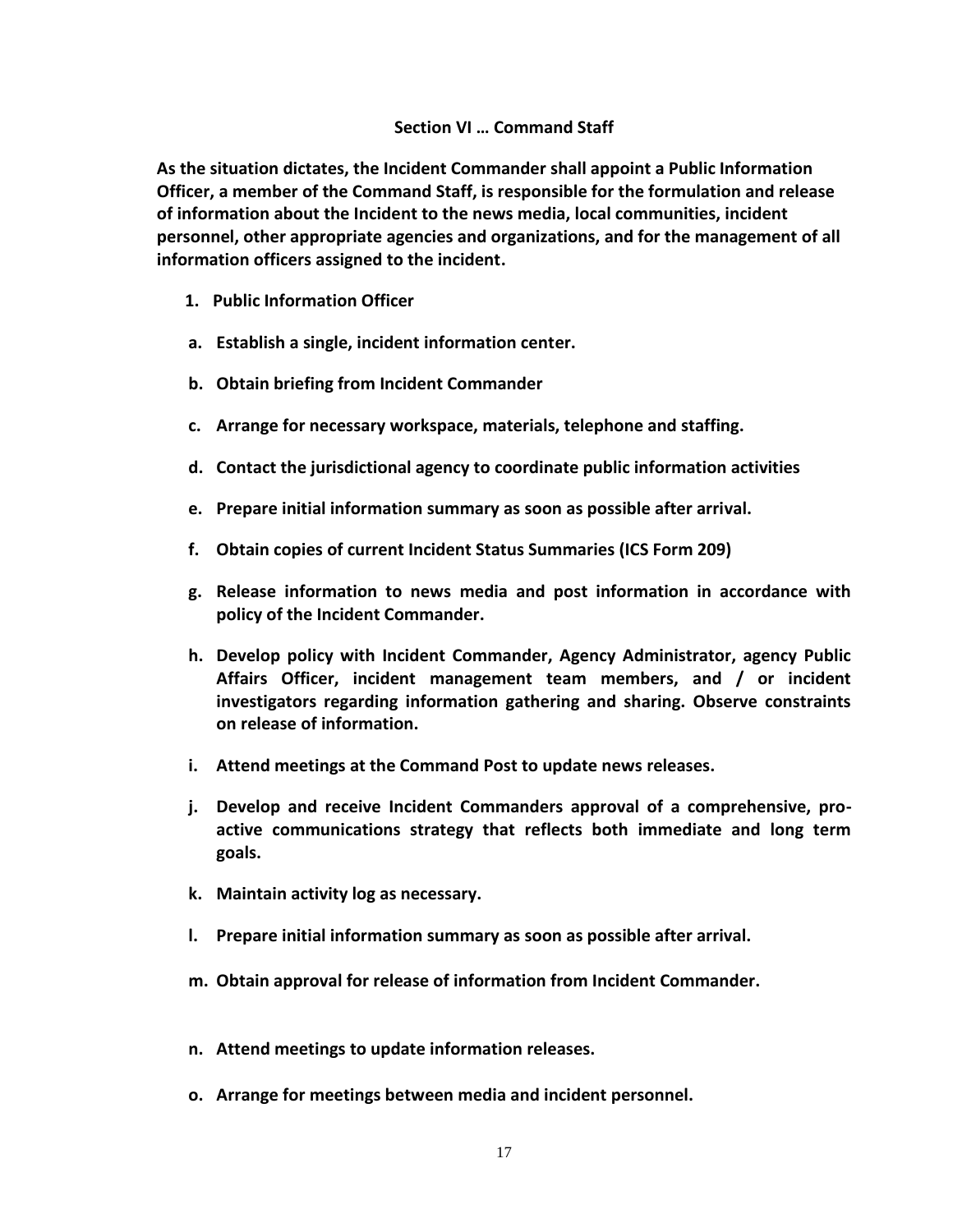## Section VI … Command Staff

**As the situation dictates, the Incident Commander shall appoint a Public Information Officer, a member of the Command Staff, is responsible for the formulation and release of information about the Incident to the news media, local communities, incident personnel, other appropriate agencies and organizations, and for the management of all information officers assigned to the incident.**

**1. Public Information Officer**

**a. Establish a single, incident information center.**

**b. Obtain briefing from Incident Commander**

**c. Arrange for necessary workspace, materials, telephone and staffing.**

**d. Contact the jurisdictional agency to coordinate public information activities**

**e. Prepare initial information summary as soon as possible after arrival.**

**f. Obtain copies of current Incident Status Summaries (ICS Form 209)**

**g. Release information to news media and post information in accordance with policy of the Incident Commander.**

**h. Develop policy with Incident Commander, Agency Administrator, agency Public Affairs Officer, incident management team members, and / or incident investigators regarding information gathering and sharing. Observe constraints on release of information.**

**i. Attend meetings at the Command Post to update news releases.**

**j. Develop and receive Incident Commanders approval of a comprehensive, pro-active communications strategy that reflects both immediate and long term goals.**

**k. Maintain activity log as necessary.**

**l. Prepare initial information summary as soon as possible after arrival.**

**m. Obtain approval for release of information from Incident Commander.**

**n. Attend meetings to update information releases.**

**o. Arrange for meetings between media and incident personnel.**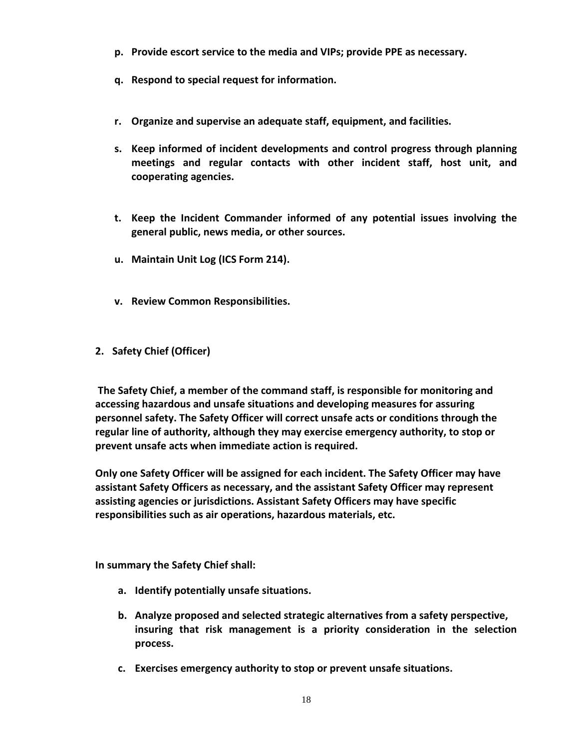- **p. Provide escort service to the media and VIPs; provide PPE as necessary.**
- **q. Respond to special request for information.**
- **r. Organize and supervise an adequate staff, equipment, and facilities.**
- **s. Keep informed of incident developments and control progress through planning meetings and regular contacts with other incident staff, host unit, and cooperating agencies.**
- **t. Keep the Incident Commander informed of any potential issues involving the general public, news media, or other sources.**
- **u. Maintain Unit Log (ICS Form 214).**
- **v. Review Common Responsibilities.**

**2. Safety Chief (Officer)**

**The Safety Chief, a member of the command staff, is responsible for monitoring and accessing hazardous and unsafe situations and developing measures for assuring personnel safety. The Safety Officer will correct unsafe acts or conditions through the regular line of authority, although they may exercise emergency authority, to stop or prevent unsafe acts when immediate action is required.**

**Only one Safety Officer will be assigned for each incident. The Safety Officer may have assistant Safety Officers as necessary, and the assistant Safety Officer may represent assisting agencies or jurisdictions. Assistant Safety Officers may have specific responsibilities such as air operations, hazardous materials, etc.**

**In summary the Safety Chief shall:**

- **a. Identify potentially unsafe situations.**
- **b. Analyze proposed and selected strategic alternatives from a safety perspective, insuring that risk management is a priority consideration in the selection process.**
- **c. Exercises emergency authority to stop or prevent unsafe situations.**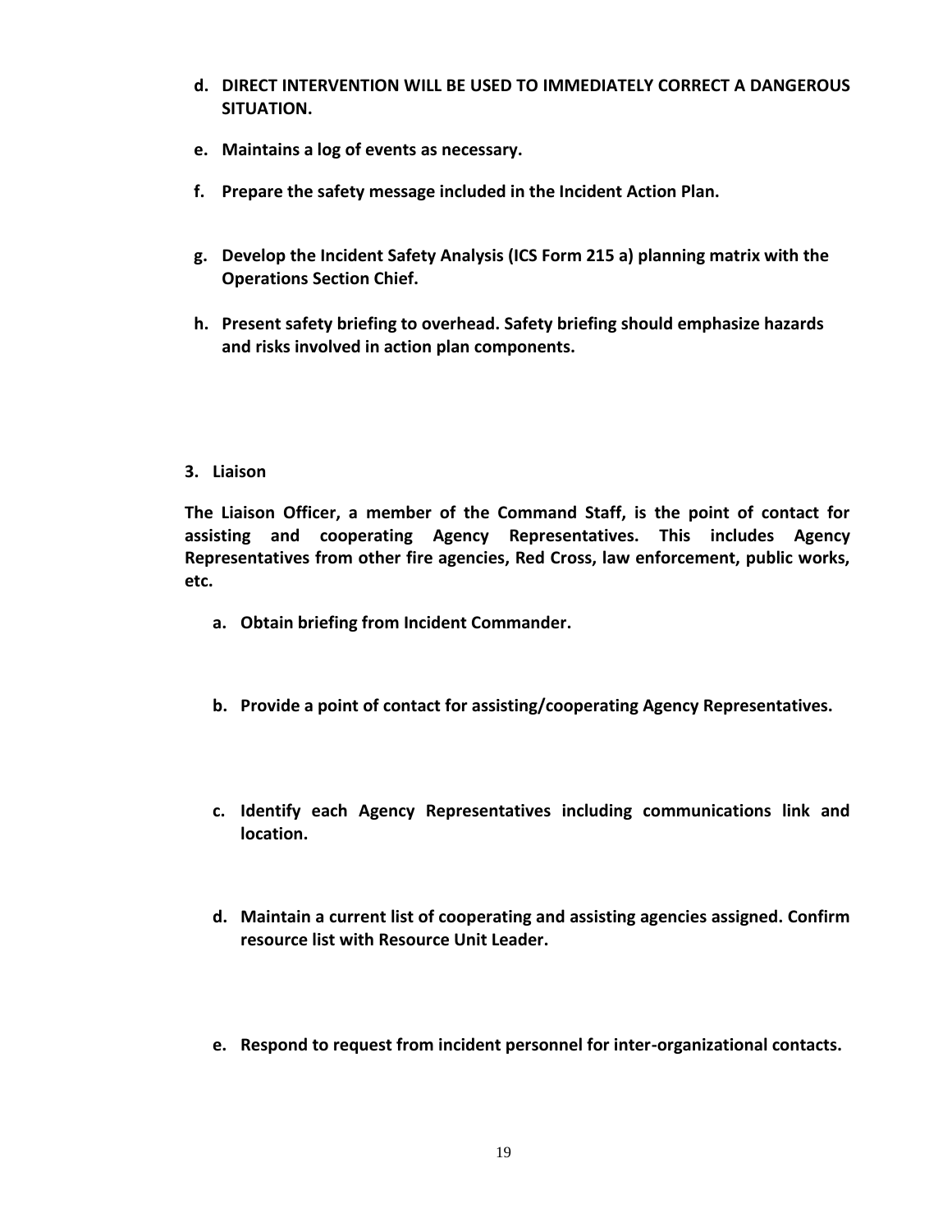**d. DIRECT INTERVENTION WILL BE USED TO IMMEDIATELY CORRECT A DANGEROUS SITUATION.**

**e. Maintains a log of events as necessary.**

**f. Prepare the safety message included in the Incident Action Plan.**

**g. Develop the Incident Safety Analysis (ICS Form 215 a) planning matrix with the Operations Section Chief.**

**h. Present safety briefing to overhead. Safety briefing should emphasize hazards and risks involved in action plan components.**

**3. Liaison**

**The Liaison Officer, a member of the Command Staff, is the point of contact for assisting and cooperating Agency Representatives. This includes Agency Representatives from other fire agencies, Red Cross, law enforcement, public works, etc.**

**a. Obtain briefing from Incident Commander.**

**b. Provide a point of contact for assisting/cooperating Agency Representatives.**

**c. Identify each Agency Representatives including communications link and location.**

**d. Maintain a current list of cooperating and assisting agencies assigned. Confirm resource list with Resource Unit Leader.**

**e. Respond to request from incident personnel for inter-organizational contacts.**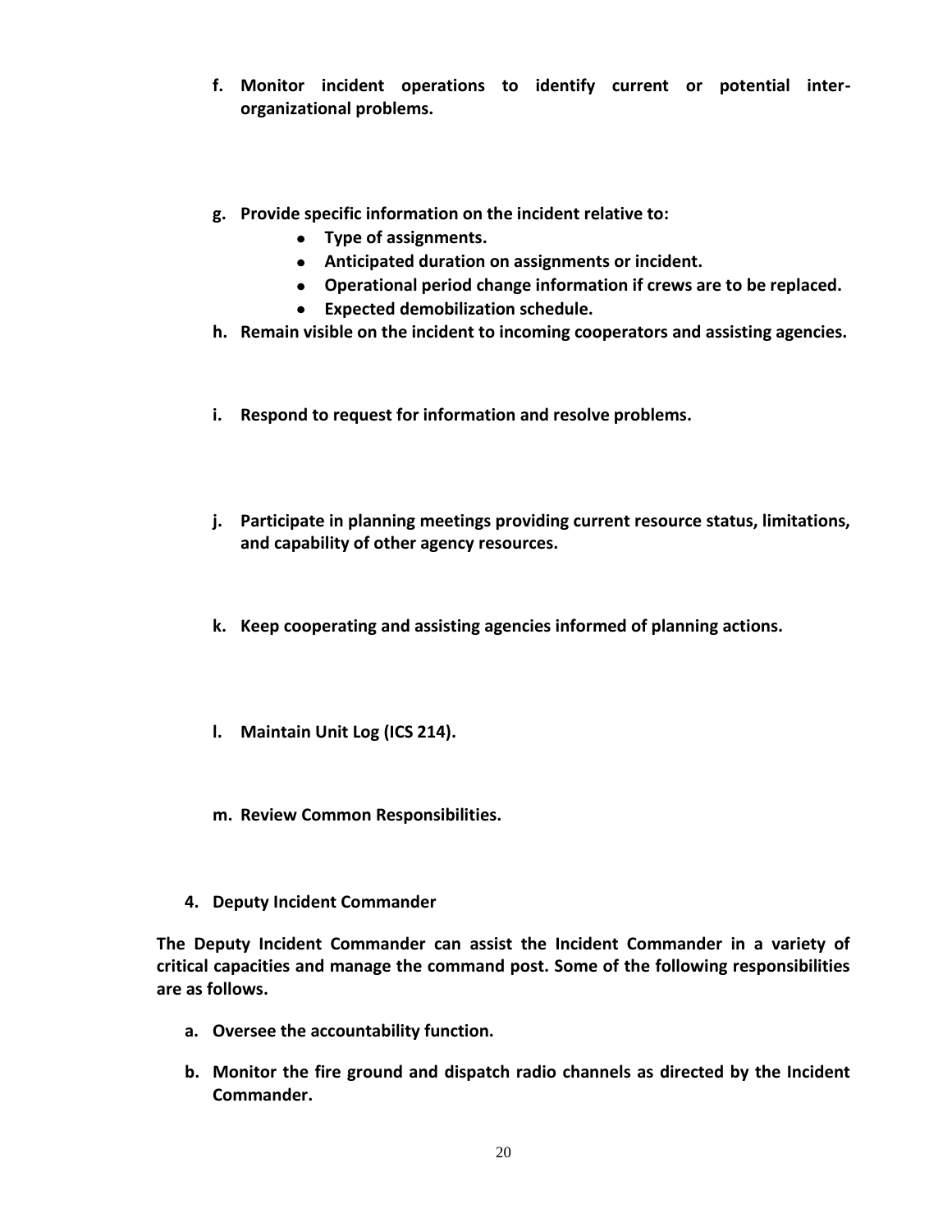**f. Monitor incident operations to identify current or potential inter-organizational problems.**

**g. Provide specific information on the incident relative to:**

- **Type of assignments.**
- **Anticipated duration on assignments or incident.**
- **Operational period change information if crews are to be replaced.**
- **Expected demobilization schedule.**

**h. Remain visible on the incident to incoming cooperators and assisting agencies.**

**i. Respond to request for information and resolve problems.**

**j. Participate in planning meetings providing current resource status, limitations, and capability of other agency resources.**

**k. Keep cooperating and assisting agencies informed of planning actions.**

**l. Maintain Unit Log (ICS 214).**

**m. Review Common Responsibilities.**

**4. Deputy Incident Commander**

**The Deputy Incident Commander can assist the Incident Commander in a variety of critical capacities and manage the command post. Some of the following responsibilities are as follows.**

**a. Oversee the accountability function.**

**b. Monitor the fire ground and dispatch radio channels as directed by the Incident Commander.**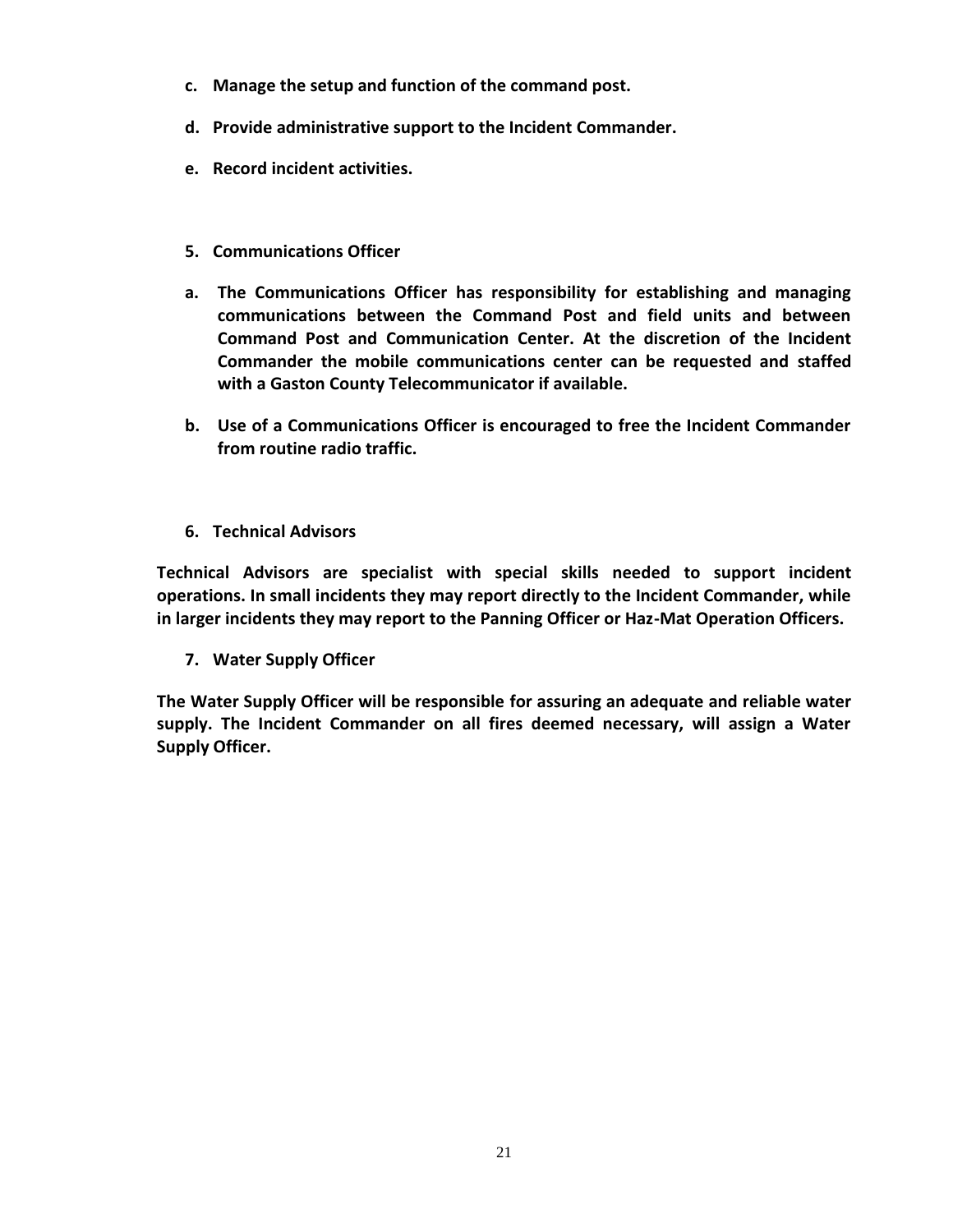c. **Manage the setup and function of the command post.**

d. **Provide administrative support to the Incident Commander.**

e. **Record incident activities.**

**5. Communications Officer**

a. **The Communications Officer has responsibility for establishing and managing communications between the Command Post and field units and between Command Post and Communication Center. At the discretion of the Incident Commander the mobile communications center can be requested and staffed with a Gaston County Telecommunicator if available.**

b. **Use of a Communications Officer is encouraged to free the Incident Commander from routine radio traffic.**

**6. Technical Advisors**

**Technical Advisors are specialist with special skills needed to support incident operations. In small incidents they may report directly to the Incident Commander, while in larger incidents they may report to the Panning Officer or Haz-Mat Operation Officers.**

**7. Water Supply Officer**

**The Water Supply Officer will be responsible for assuring an adequate and reliable water supply. The Incident Commander on all fires deemed necessary, will assign a Water Supply Officer.**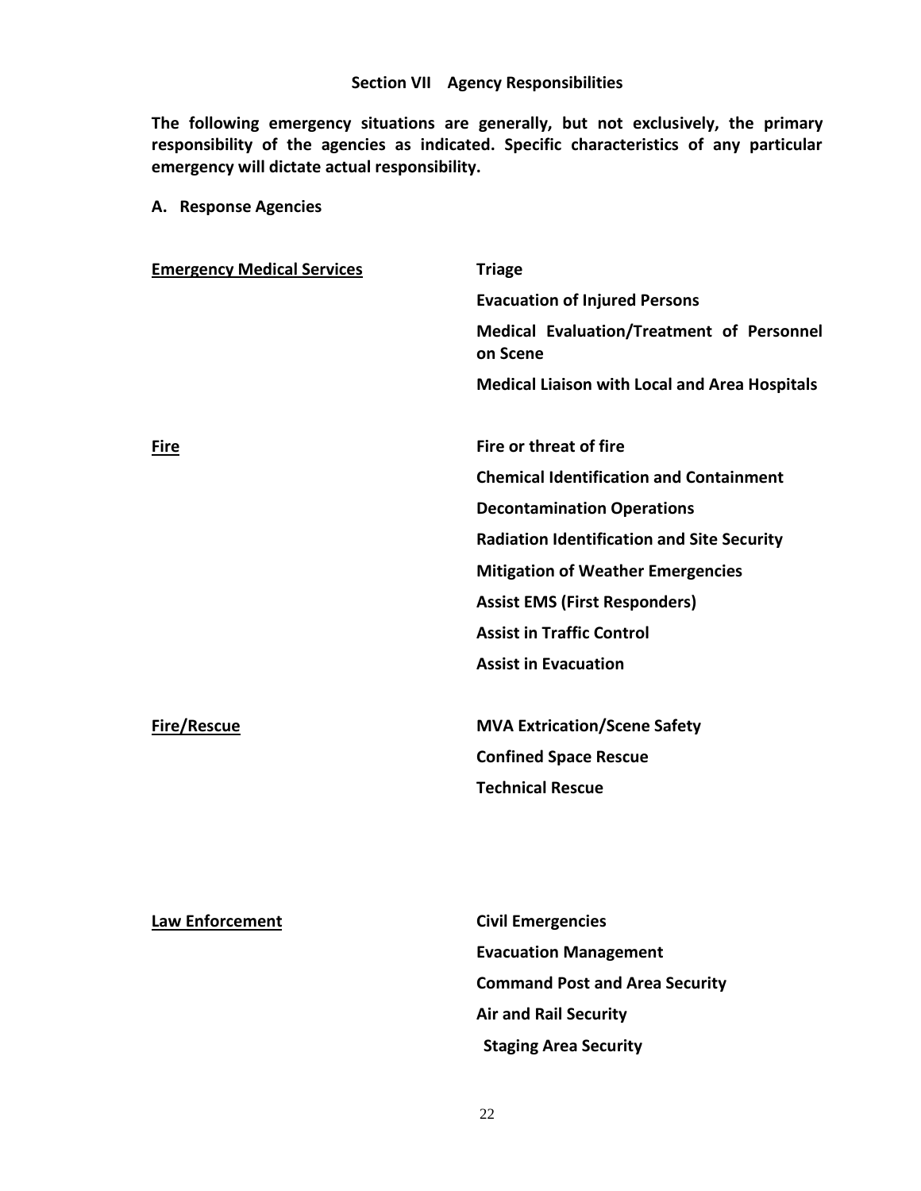## Section VII Agency Responsibilities

**The following emergency situations are generally, but not exclusively, the primary responsibility of the agencies as indicated. Specific characteristics of any particular emergency will dictate actual responsibility.**

### A. Response Agencies

| Agency | Responsibilities |
|---|---|
| **Emergency Medical Services** | **Triage** |
| | **Evacuation of Injured Persons** |
| | **Medical Evaluation/Treatment of Personnel on Scene** |
| | **Medical Liaison with Local and Area Hospitals** |
| **Fire** | **Fire or threat of fire** |
| | **Chemical Identification and Containment** |
| | **Decontamination Operations** |
| | **Radiation Identification and Site Security** |
| | **Mitigation of Weather Emergencies** |
| | **Assist EMS (First Responders)** |
| | **Assist in Traffic Control** |
| | **Assist in Evacuation** |
| **Fire/Rescue** | **MVA Extrication/Scene Safety** |
| | **Confined Space Rescue** |
| | **Technical Rescue** |
| **Law Enforcement** | **Civil Emergencies** |
| | **Evacuation Management** |
| | **Command Post and Area Security** |
| | **Air and Rail Security** |
| | **Staging Area Security** |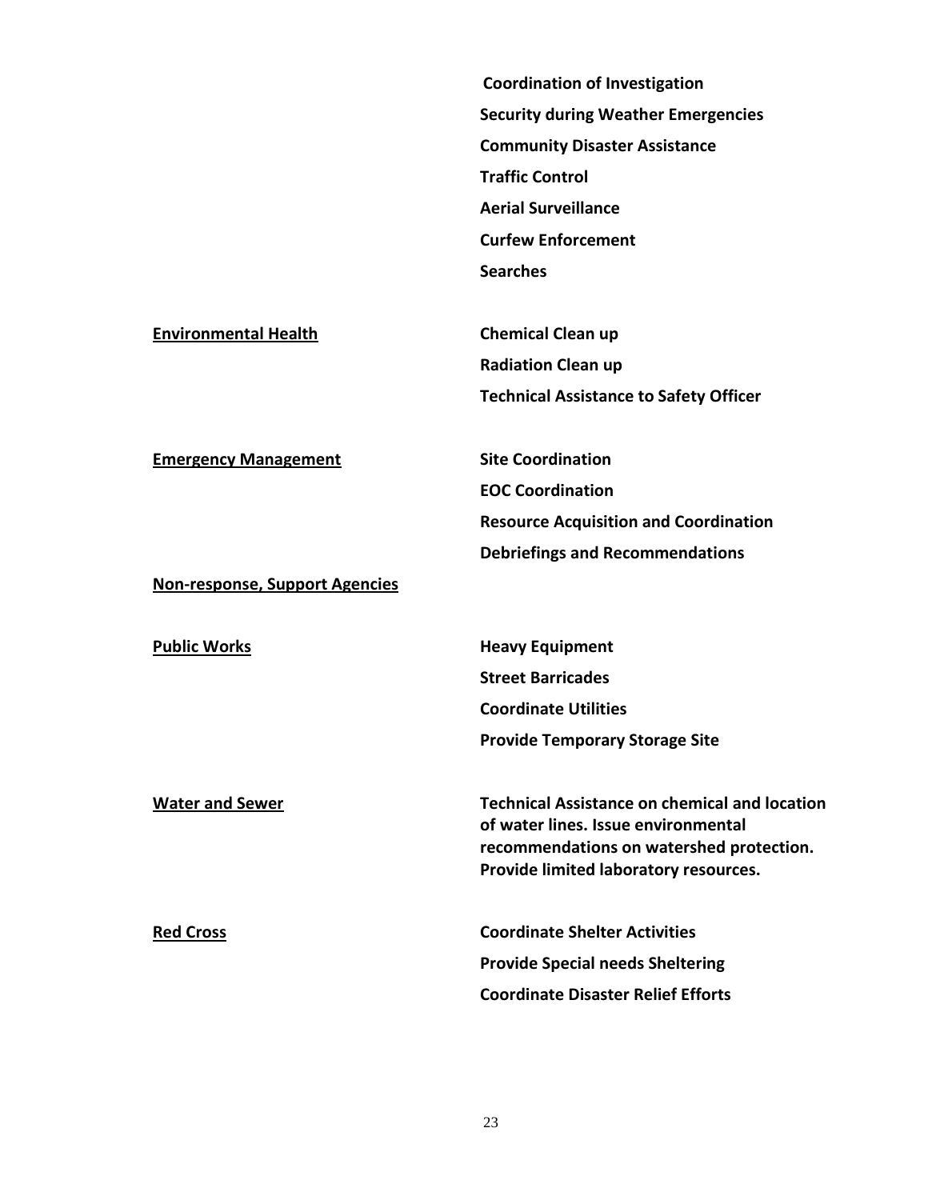| | |
|---|---|
| | **Coordination of Investigation** |
| | **Security during Weather Emergencies** |
| | **Community Disaster Assistance** |
| | **Traffic Control** |
| | **Aerial Surveillance** |
| | **Curfew Enforcement** |
| | **Searches** |
| **Environmental Health** | **Chemical Clean up** |
| | **Radiation Clean up** |
| | **Technical Assistance to Safety Officer** |
| **Emergency Management** | **Site Coordination** |
| | **EOC Coordination** |
| | **Resource Acquisition and Coordination** |
| | **Debriefings and Recommendations** |
| **Non-response, Support Agencies** | |
| **Public Works** | **Heavy Equipment** |
| | **Street Barricades** |
| | **Coordinate Utilities** |
| | **Provide Temporary Storage Site** |
| **Water and Sewer** | **Technical Assistance on chemical and location of water lines. Issue environmental recommendations on watershed protection. Provide limited laboratory resources.** |
| **Red Cross** | **Coordinate Shelter Activities** |
| | **Provide Special needs Sheltering** |
| | **Coordinate Disaster Relief Efforts** |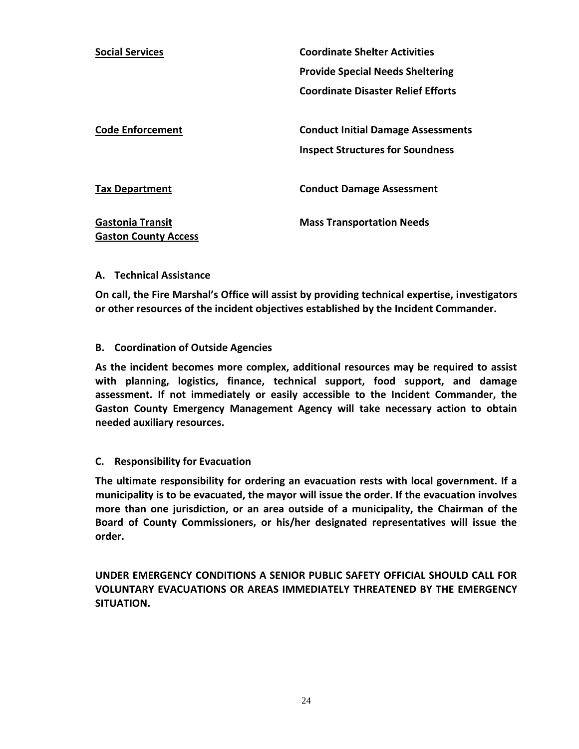| | |
|---|---|
| **Social Services** | **Coordinate Shelter Activities** |
| | **Provide Special Needs Sheltering** |
| | **Coordinate Disaster Relief Efforts** |
| **Code Enforcement** | **Conduct Initial Damage Assessments** |
| | **Inspect Structures for Soundness** |
| **Tax Department** | **Conduct Damage Assessment** |
| **Gastonia Transit** | **Mass Transportation Needs** |
| **Gaston County Access** | |

**A. Technical Assistance**

**On call, the Fire Marshal's Office will assist by providing technical expertise, investigators or other resources of the incident objectives established by the Incident Commander.**

**B. Coordination of Outside Agencies**

**As the incident becomes more complex, additional resources may be required to assist with planning, logistics, finance, technical support, food support, and damage assessment. If not immediately or easily accessible to the Incident Commander, the Gaston County Emergency Management Agency will take necessary action to obtain needed auxiliary resources.**

**C. Responsibility for Evacuation**

**The ultimate responsibility for ordering an evacuation rests with local government. If a municipality is to be evacuated, the mayor will issue the order. If the evacuation involves more than one jurisdiction, or an area outside of a municipality, the Chairman of the Board of County Commissioners, or his/her designated representatives will issue the order.**

**UNDER EMERGENCY CONDITIONS A SENIOR PUBLIC SAFETY OFFICIAL SHOULD CALL FOR VOLUNTARY EVACUATIONS OR AREAS IMMEDIATELY THREATENED BY THE EMERGENCY SITUATION.**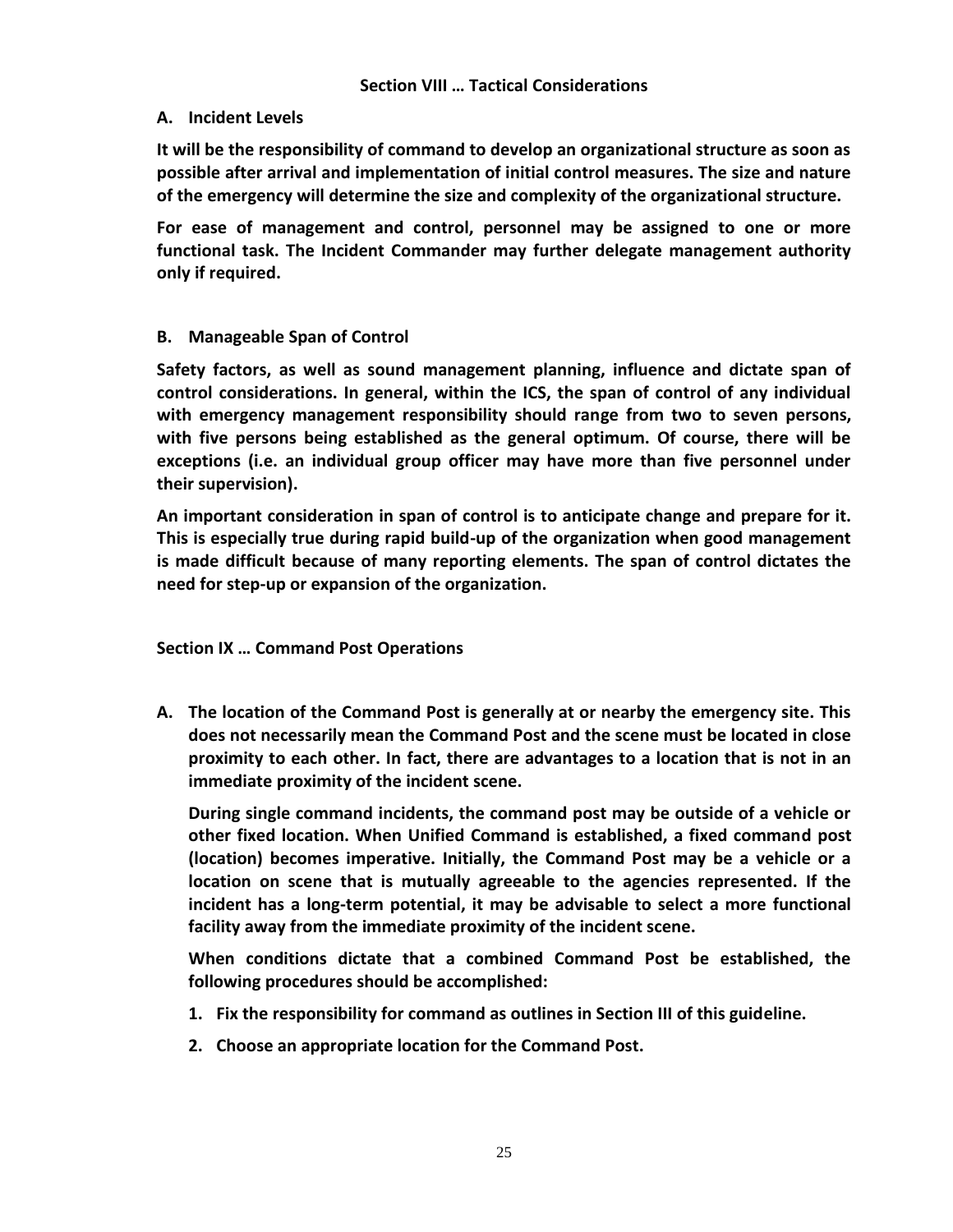## Section VIII … Tactical Considerations

### A. Incident Levels

**It will be the responsibility of command to develop an organizational structure as soon as possible after arrival and implementation of initial control measures. The size and nature of the emergency will determine the size and complexity of the organizational structure.**

**For ease of management and control, personnel may be assigned to one or more functional task. The Incident Commander may further delegate management authority only if required.**

### B. Manageable Span of Control

**Safety factors, as well as sound management planning, influence and dictate span of control considerations. In general, within the ICS, the span of control of any individual with emergency management responsibility should range from two to seven persons, with five persons being established as the general optimum. Of course, there will be exceptions (i.e. an individual group officer may have more than five personnel under their supervision).**

**An important consideration in span of control is to anticipate change and prepare for it. This is especially true during rapid build-up of the organization when good management is made difficult because of many reporting elements. The span of control dictates the need for step-up or expansion of the organization.**

## Section IX … Command Post Operations

**A. The location of the Command Post is generally at or nearby the emergency site. This does not necessarily mean the Command Post and the scene must be located in close proximity to each other. In fact, there are advantages to a location that is not in an immediate proximity of the incident scene.**

**During single command incidents, the command post may be outside of a vehicle or other fixed location. When Unified Command is established, a fixed command post (location) becomes imperative. Initially, the Command Post may be a vehicle or a location on scene that is mutually agreeable to the agencies represented. If the incident has a long-term potential, it may be advisable to select a more functional facility away from the immediate proximity of the incident scene.**

**When conditions dictate that a combined Command Post be established, the following procedures should be accomplished:**

1. **Fix the responsibility for command as outlines in Section III of this guideline.**
2. **Choose an appropriate location for the Command Post.**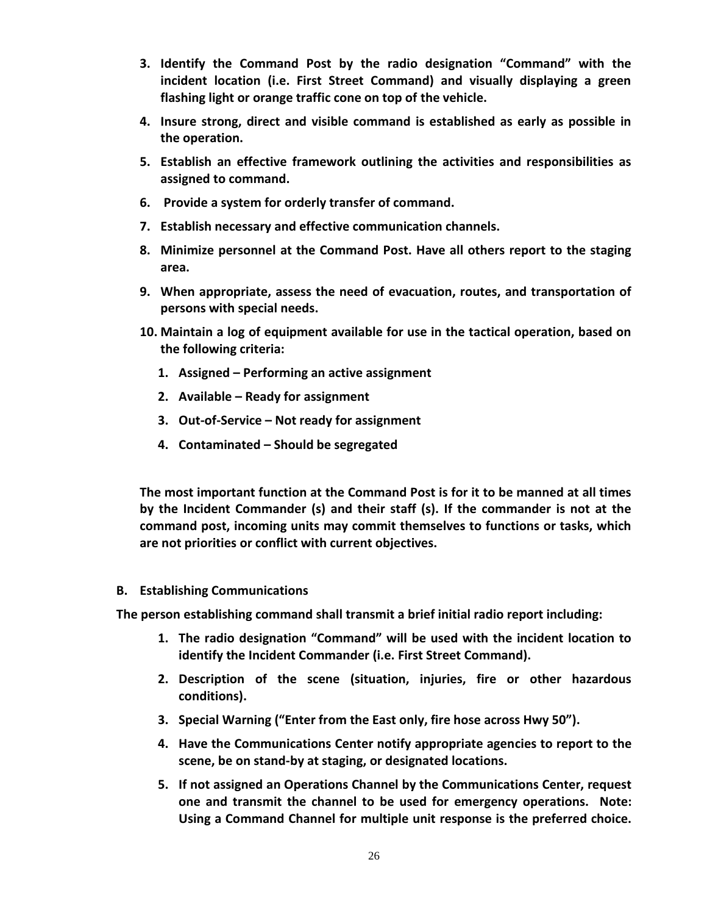3. **Identify the Command Post by the radio designation "Command" with the incident location (i.e. First Street Command) and visually displaying a green flashing light or orange traffic cone on top of the vehicle.**
4. **Insure strong, direct and visible command is established as early as possible in the operation.**
5. **Establish an effective framework outlining the activities and responsibilities as assigned to command.**
6. **Provide a system for orderly transfer of command.**
7. **Establish necessary and effective communication channels.**
8. **Minimize personnel at the Command Post. Have all others report to the staging area.**
9. **When appropriate, assess the need of evacuation, routes, and transportation of persons with special needs.**
10. **Maintain a log of equipment available for use in the tactical operation, based on the following criteria:**
    1. **Assigned – Performing an active assignment**
    2. **Available – Ready for assignment**
    3. **Out-of-Service – Not ready for assignment**
    4. **Contaminated – Should be segregated**

**The most important function at the Command Post is for it to be manned at all times by the Incident Commander (s) and their staff (s). If the commander is not at the command post, incoming units may commit themselves to functions or tasks, which are not priorities or conflict with current objectives.**

**B. Establishing Communications**

**The person establishing command shall transmit a brief initial radio report including:**

1. **The radio designation "Command" will be used with the incident location to identify the Incident Commander (i.e. First Street Command).**
2. **Description of the scene (situation, injuries, fire or other hazardous conditions).**
3. **Special Warning ("Enter from the East only, fire hose across Hwy 50").**
4. **Have the Communications Center notify appropriate agencies to report to the scene, be on stand-by at staging, or designated locations.**
5. **If not assigned an Operations Channel by the Communications Center, request one and transmit the channel to be used for emergency operations. Note: Using a Command Channel for multiple unit response is the preferred choice.**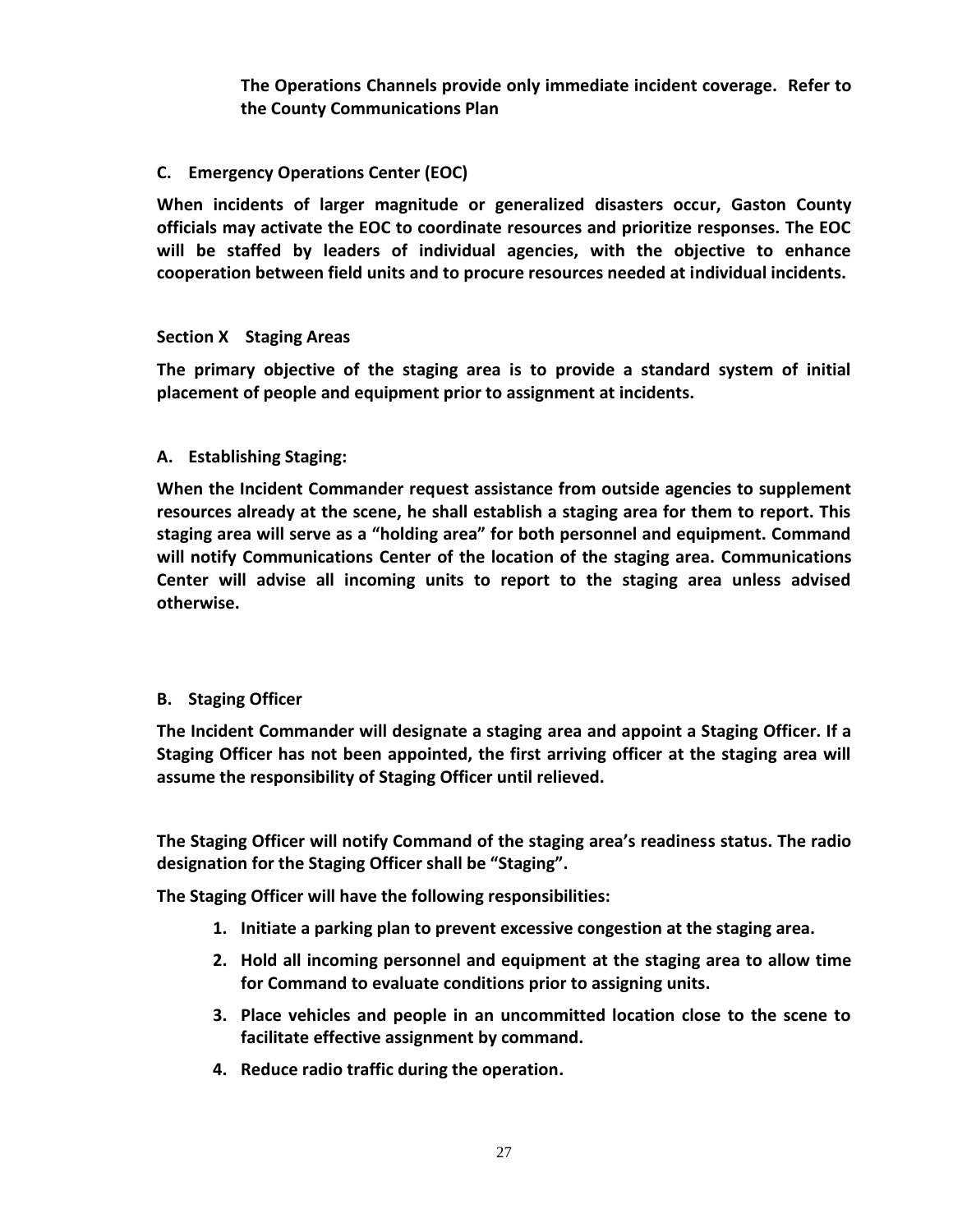**The Operations Channels provide only immediate incident coverage. Refer to the County Communications Plan**

### C. Emergency Operations Center (EOC)

**When incidents of larger magnitude or generalized disasters occur, Gaston County officials may activate the EOC to coordinate resources and prioritize responses. The EOC will be staffed by leaders of individual agencies, with the objective to enhance cooperation between field units and to procure resources needed at individual incidents.**

## Section X Staging Areas

**The primary objective of the staging area is to provide a standard system of initial placement of people and equipment prior to assignment at incidents.**

### A. Establishing Staging:

**When the Incident Commander request assistance from outside agencies to supplement resources already at the scene, he shall establish a staging area for them to report. This staging area will serve as a "holding area" for both personnel and equipment. Command will notify Communications Center of the location of the staging area. Communications Center will advise all incoming units to report to the staging area unless advised otherwise.**

### B. Staging Officer

**The Incident Commander will designate a staging area and appoint a Staging Officer. If a Staging Officer has not been appointed, the first arriving officer at the staging area will assume the responsibility of Staging Officer until relieved.**

**The Staging Officer will notify Command of the staging area's readiness status. The radio designation for the Staging Officer shall be "Staging".**

**The Staging Officer will have the following responsibilities:**

1. **Initiate a parking plan to prevent excessive congestion at the staging area.**
2. **Hold all incoming personnel and equipment at the staging area to allow time for Command to evaluate conditions prior to assigning units.**
3. **Place vehicles and people in an uncommitted location close to the scene to facilitate effective assignment by command.**
4. **Reduce radio traffic during the operation.**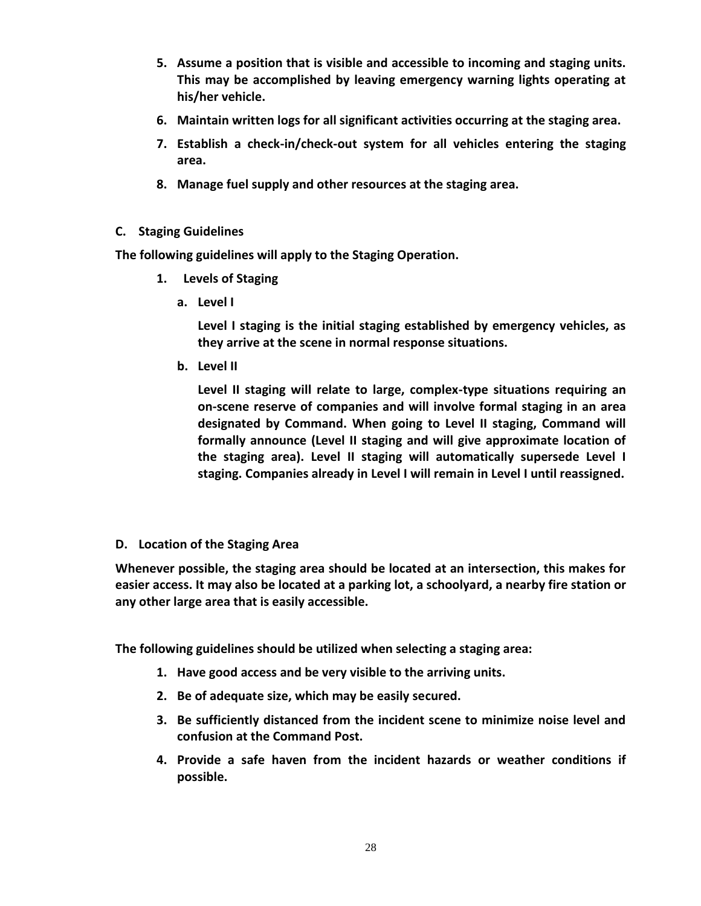5. **Assume a position that is visible and accessible to incoming and staging units. This may be accomplished by leaving emergency warning lights operating at his/her vehicle.**
6. **Maintain written logs for all significant activities occurring at the staging area.**
7. **Establish a check-in/check-out system for all vehicles entering the staging area.**
8. **Manage fuel supply and other resources at the staging area.**

**C. Staging Guidelines**

**The following guidelines will apply to the Staging Operation.**

1. **Levels of Staging**

   a. **Level I**

      **Level I staging is the initial staging established by emergency vehicles, as they arrive at the scene in normal response situations.**

   b. **Level II**

      **Level II staging will relate to large, complex-type situations requiring an on-scene reserve of companies and will involve formal staging in an area designated by Command. When going to Level II staging, Command will formally announce (Level II staging and will give approximate location of the staging area). Level II staging will automatically supersede Level I staging. Companies already in Level I will remain in Level I until reassigned.**

**D. Location of the Staging Area**

**Whenever possible, the staging area should be located at an intersection, this makes for easier access. It may also be located at a parking lot, a schoolyard, a nearby fire station or any other large area that is easily accessible.**

**The following guidelines should be utilized when selecting a staging area:**

1. **Have good access and be very visible to the arriving units.**
2. **Be of adequate size, which may be easily secured.**
3. **Be sufficiently distanced from the incident scene to minimize noise level and confusion at the Command Post.**
4. **Provide a safe haven from the incident hazards or weather conditions if possible.**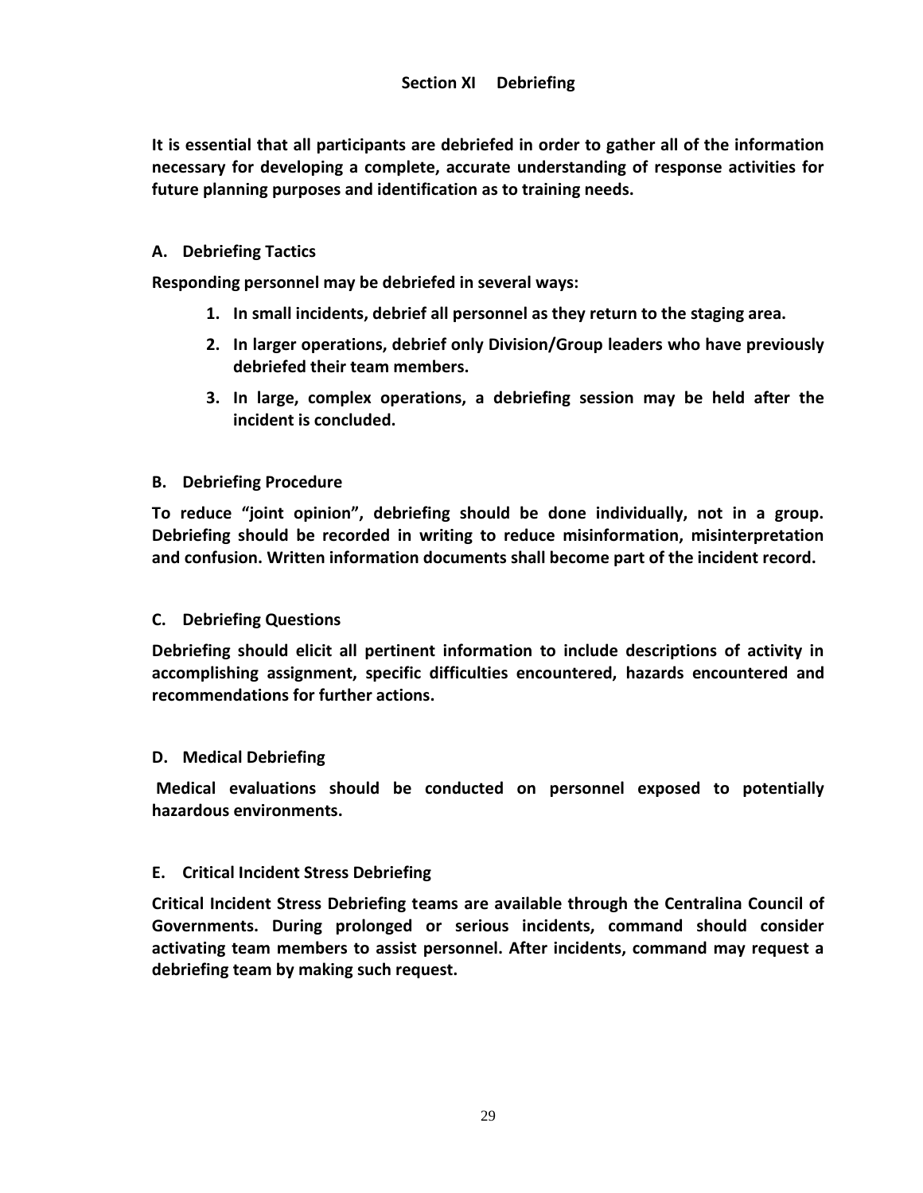## Section XI Debriefing

**It is essential that all participants are debriefed in order to gather all of the information necessary for developing a complete, accurate understanding of response activities for future planning purposes and identification as to training needs.**

### A. Debriefing Tactics

**Responding personnel may be debriefed in several ways:**

1. **In small incidents, debrief all personnel as they return to the staging area.**
2. **In larger operations, debrief only Division/Group leaders who have previously debriefed their team members.**
3. **In large, complex operations, a debriefing session may be held after the incident is concluded.**

### B. Debriefing Procedure

**To reduce "joint opinion", debriefing should be done individually, not in a group. Debriefing should be recorded in writing to reduce misinformation, misinterpretation and confusion. Written information documents shall become part of the incident record.**

### C. Debriefing Questions

**Debriefing should elicit all pertinent information to include descriptions of activity in accomplishing assignment, specific difficulties encountered, hazards encountered and recommendations for further actions.**

### D. Medical Debriefing

**Medical evaluations should be conducted on personnel exposed to potentially hazardous environments.**

### E. Critical Incident Stress Debriefing

**Critical Incident Stress Debriefing teams are available through the Centralina Council of Governments. During prolonged or serious incidents, command should consider activating team members to assist personnel. After incidents, command may request a debriefing team by making such request.**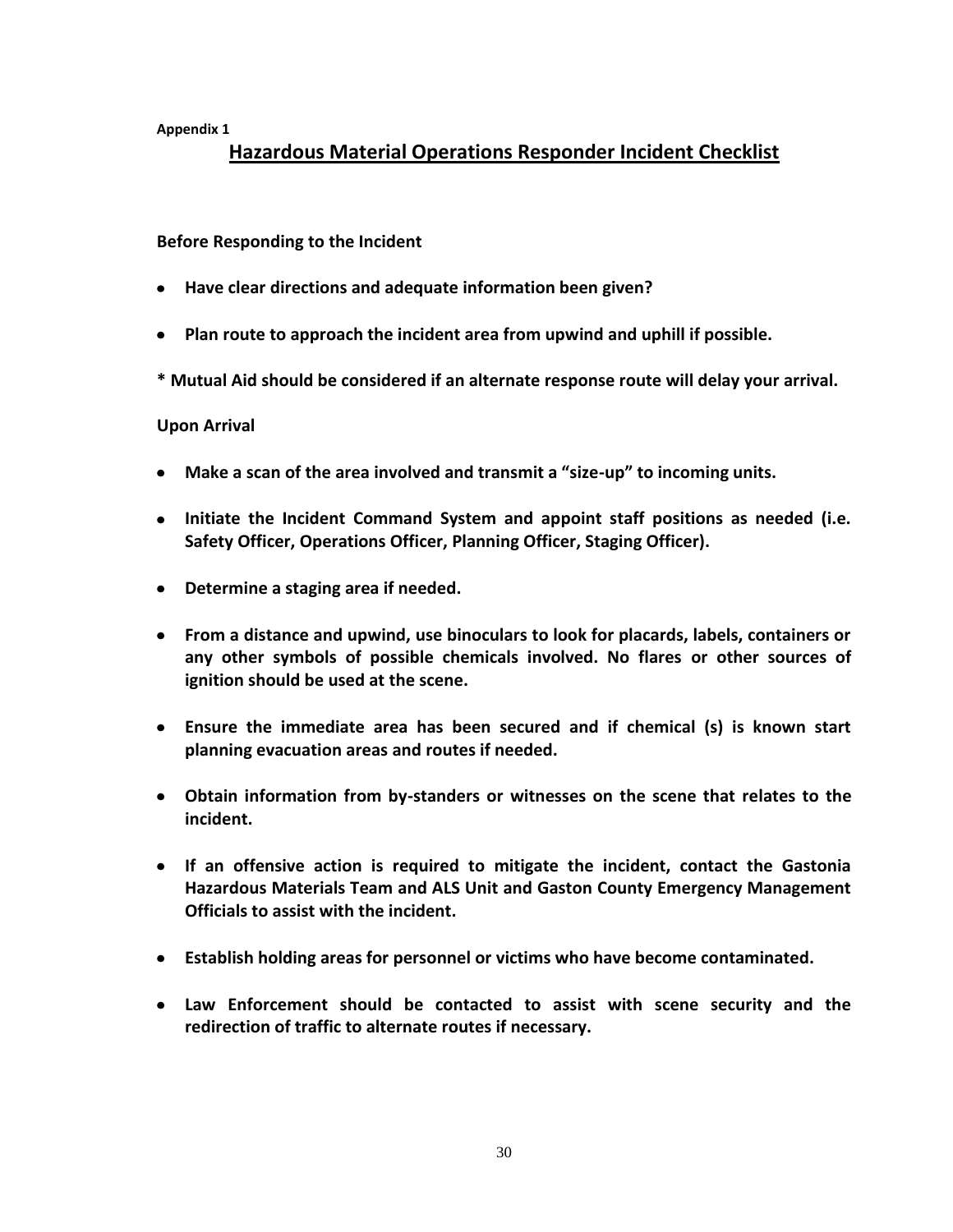**Appendix 1**

# Hazardous Material Operations Responder Incident Checklist

**Before Responding to the Incident**

- **Have clear directions and adequate information been given?**
- **Plan route to approach the incident area from upwind and uphill if possible.**

**\* Mutual Aid should be considered if an alternate response route will delay your arrival.**

**Upon Arrival**

- **Make a scan of the area involved and transmit a "size-up" to incoming units.**
- **Initiate the Incident Command System and appoint staff positions as needed (i.e. Safety Officer, Operations Officer, Planning Officer, Staging Officer).**
- **Determine a staging area if needed.**
- **From a distance and upwind, use binoculars to look for placards, labels, containers or any other symbols of possible chemicals involved. No flares or other sources of ignition should be used at the scene.**
- **Ensure the immediate area has been secured and if chemical (s) is known start planning evacuation areas and routes if needed.**
- **Obtain information from by-standers or witnesses on the scene that relates to the incident.**
- **If an offensive action is required to mitigate the incident, contact the Gastonia Hazardous Materials Team and ALS Unit and Gaston County Emergency Management Officials to assist with the incident.**
- **Establish holding areas for personnel or victims who have become contaminated.**
- **Law Enforcement should be contacted to assist with scene security and the redirection of traffic to alternate routes if necessary.**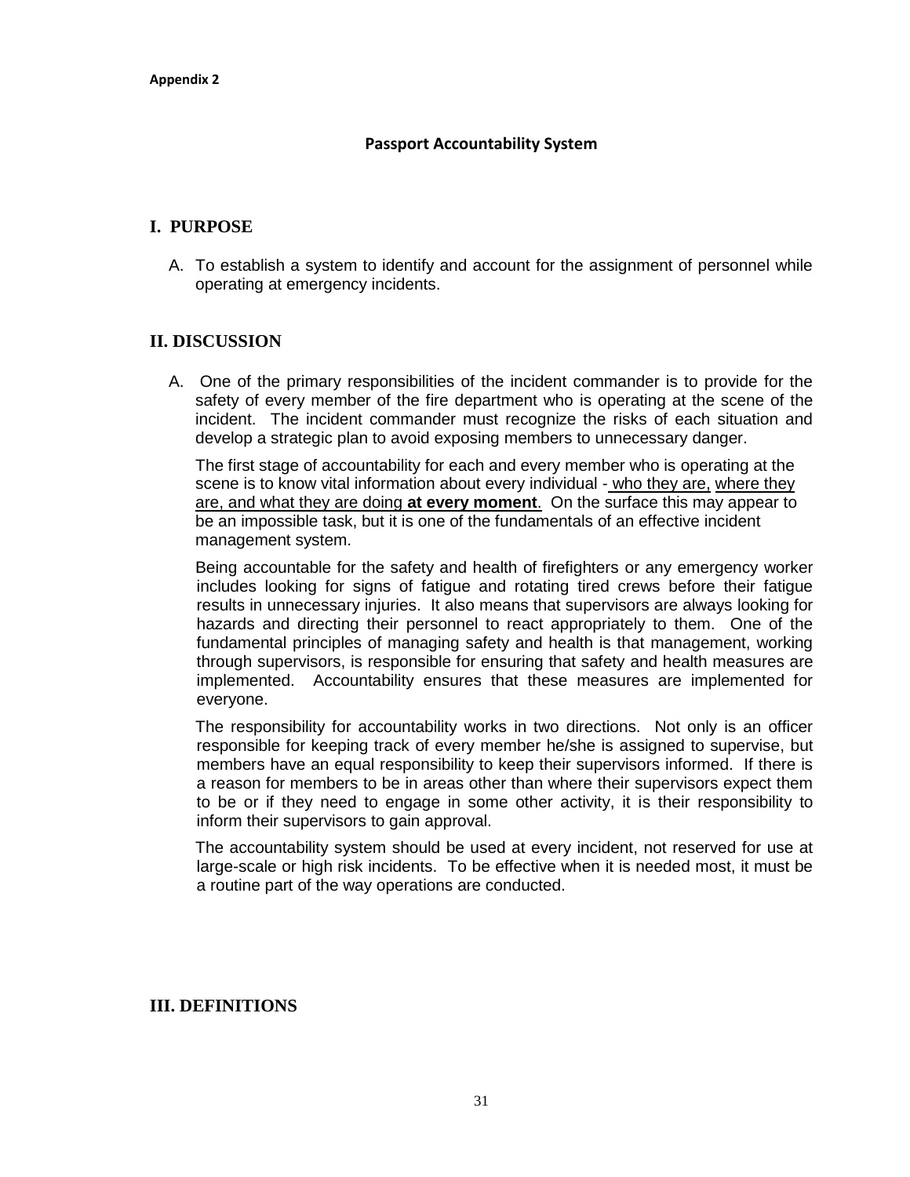**Appendix 2**

## Passport Accountability System

## I. PURPOSE

A. To establish a system to identify and account for the assignment of personnel while operating at emergency incidents.

## II. DISCUSSION

A. One of the primary responsibilities of the incident commander is to provide for the safety of every member of the fire department who is operating at the scene of the incident. The incident commander must recognize the risks of each situation and develop a strategic plan to avoid exposing members to unnecessary danger.

The first stage of accountability for each and every member who is operating at the scene is to know vital information about every individual - who they are, where they are, and what they are doing **at every moment**. On the surface this may appear to be an impossible task, but it is one of the fundamentals of an effective incident management system.

Being accountable for the safety and health of firefighters or any emergency worker includes looking for signs of fatigue and rotating tired crews before their fatigue results in unnecessary injuries. It also means that supervisors are always looking for hazards and directing their personnel to react appropriately to them. One of the fundamental principles of managing safety and health is that management, working through supervisors, is responsible for ensuring that safety and health measures are implemented. Accountability ensures that these measures are implemented for everyone.

The responsibility for accountability works in two directions. Not only is an officer responsible for keeping track of every member he/she is assigned to supervise, but members have an equal responsibility to keep their supervisors informed. If there is a reason for members to be in areas other than where their supervisors expect them to be or if they need to engage in some other activity, it is their responsibility to inform their supervisors to gain approval.

The accountability system should be used at every incident, not reserved for use at large-scale or high risk incidents. To be effective when it is needed most, it must be a routine part of the way operations are conducted.

## III. DEFINITIONS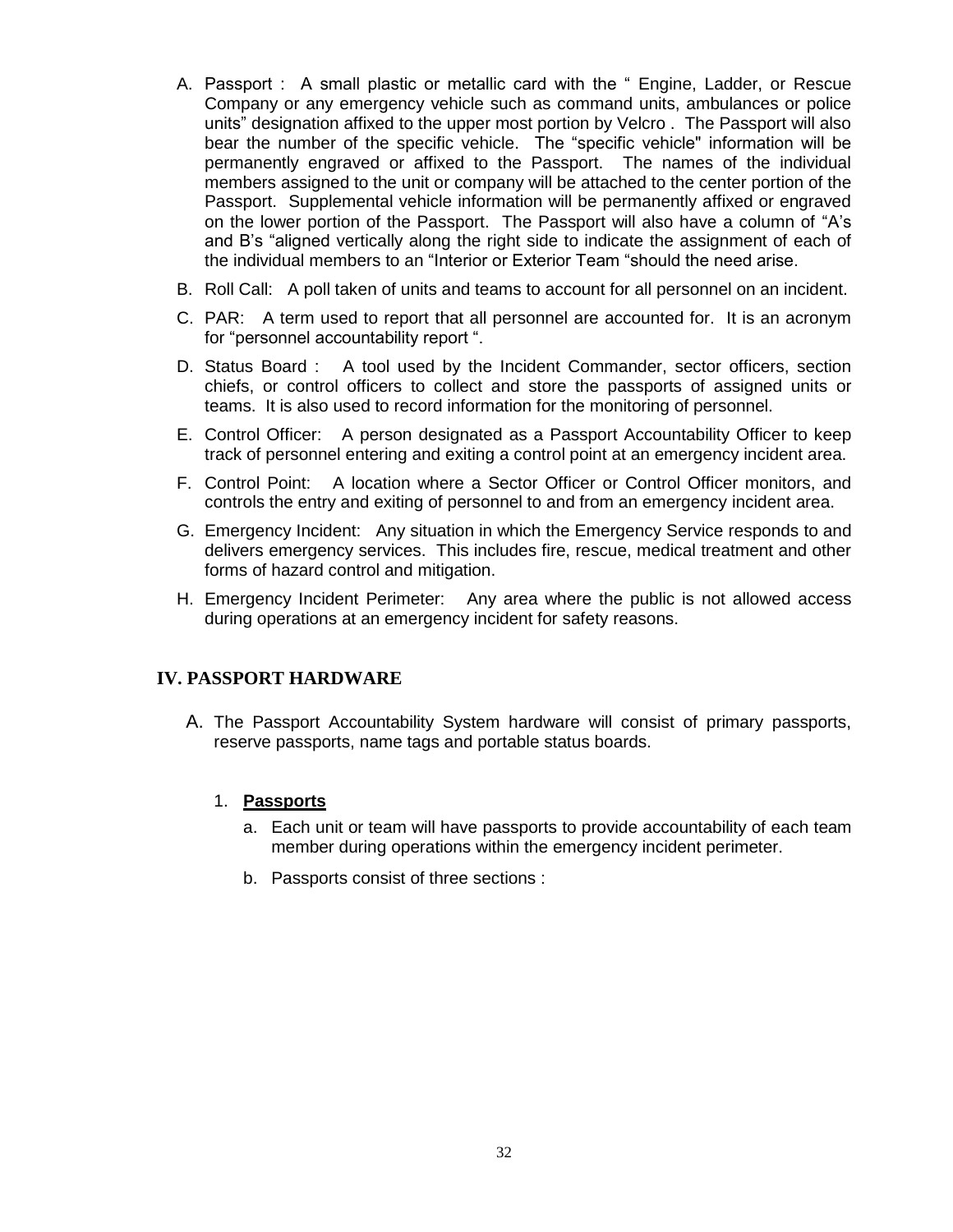A. Passport : A small plastic or metallic card with the " Engine, Ladder, or Rescue Company or any emergency vehicle such as command units, ambulances or police units" designation affixed to the upper most portion by Velcro . The Passport will also bear the number of the specific vehicle. The "specific vehicle" information will be permanently engraved or affixed to the Passport. The names of the individual members assigned to the unit or company will be attached to the center portion of the Passport. Supplemental vehicle information will be permanently affixed or engraved on the lower portion of the Passport. The Passport will also have a column of "A's and B's "aligned vertically along the right side to indicate the assignment of each of the individual members to an "Interior or Exterior Team "should the need arise.

B. Roll Call: A poll taken of units and teams to account for all personnel on an incident.

C. PAR: A term used to report that all personnel are accounted for. It is an acronym for "personnel accountability report ".

D. Status Board : A tool used by the Incident Commander, sector officers, section chiefs, or control officers to collect and store the passports of assigned units or teams. It is also used to record information for the monitoring of personnel.

E. Control Officer: A person designated as a Passport Accountability Officer to keep track of personnel entering and exiting a control point at an emergency incident area.

F. Control Point: A location where a Sector Officer or Control Officer monitors, and controls the entry and exiting of personnel to and from an emergency incident area.

G. Emergency Incident: Any situation in which the Emergency Service responds to and delivers emergency services. This includes fire, rescue, medical treatment and other forms of hazard control and mitigation.

H. Emergency Incident Perimeter: Any area where the public is not allowed access during operations at an emergency incident for safety reasons.

## IV. PASSPORT HARDWARE

A. The Passport Accountability System hardware will consist of primary passports, reserve passports, name tags and portable status boards.

1. **Passports**

   a. Each unit or team will have passports to provide accountability of each team member during operations within the emergency incident perimeter.

   b. Passports consist of three sections :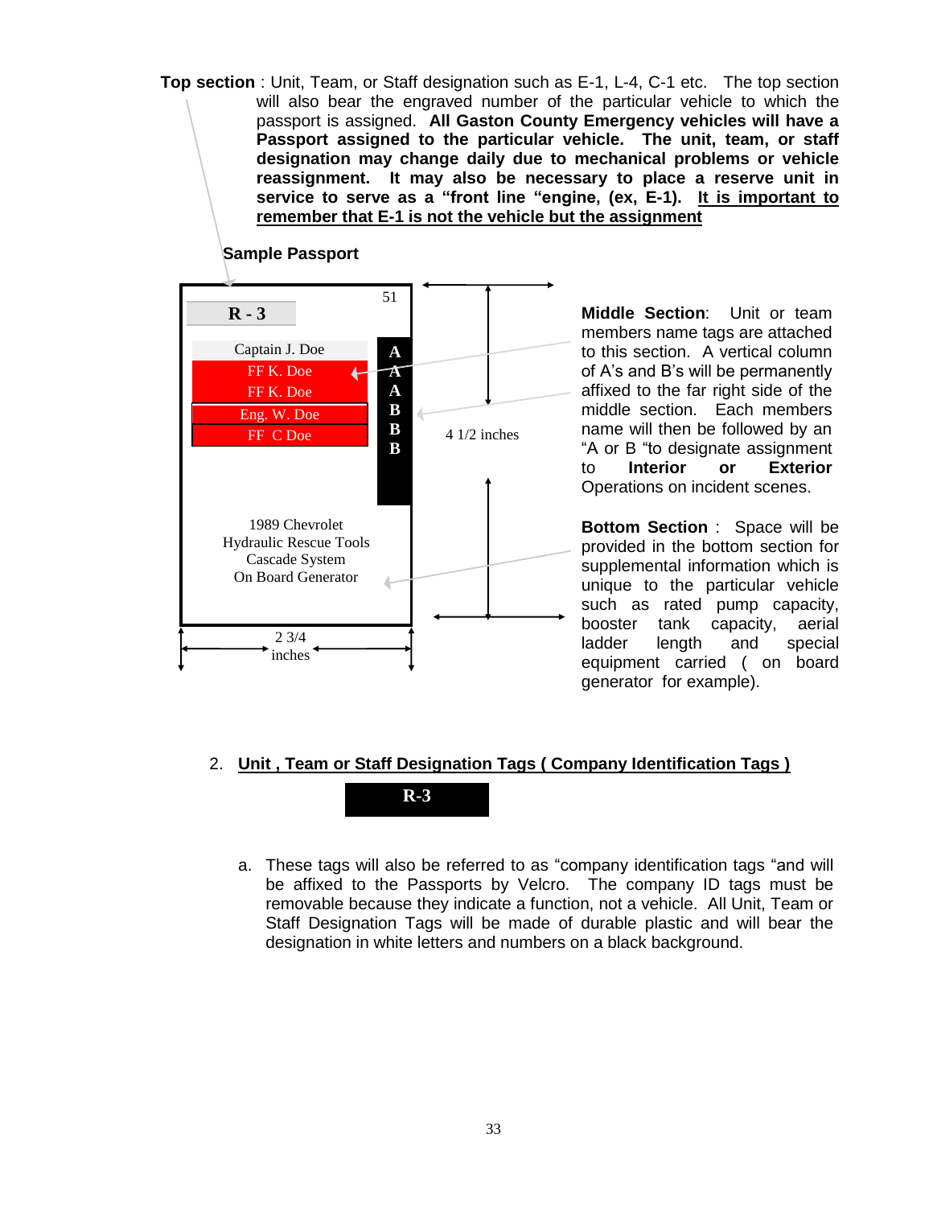**Top section** : Unit, Team, or Staff designation such as E-1, L-4, C-1 etc. The top section will also bear the engraved number of the particular vehicle to which the passport is assigned. **All Gaston County Emergency vehicles will have a Passport assigned to the particular vehicle. The unit, team, or staff designation may change daily due to mechanical problems or vehicle reassignment. It may also be necessary to place a reserve unit in service to serve as a "front line "engine, (ex, E-1). <u>It is important to remember that E-1 is not the vehicle but the assignment</u>**

**Sample Passport**

51

**R - 3**

| Name | |
|---|---|
| Captain J. Doe | A |
| FF K. Doe | A |
| FF K. Doe | A |
| Eng. W. Doe | B |
| FF C Doe | B |
| | B |

1989 Chevrolet
Hydraulic Rescue Tools
Cascade System
On Board Generator

4 1/2 inches

2 3/4 inches

**Middle Section**: Unit or team members name tags are attached to this section. A vertical column of A's and B's will be permanently affixed to the far right side of the middle section. Each members name will then be followed by an "A or B "to designate assignment to **Interior or Exterior** Operations on incident scenes.

**Bottom Section** : Space will be provided in the bottom section for supplemental information which is unique to the particular vehicle such as rated pump capacity, booster tank capacity, aerial ladder length and special equipment carried ( on board generator for example).

2. **<u>Unit , Team or Staff Designation Tags ( Company Identification Tags )</u>**

**R-3**

a. These tags will also be referred to as "company identification tags "and will be affixed to the Passports by Velcro. The company ID tags must be removable because they indicate a function, not a vehicle. All Unit, Team or Staff Designation Tags will be made of durable plastic and will bear the designation in white letters and numbers on a black background.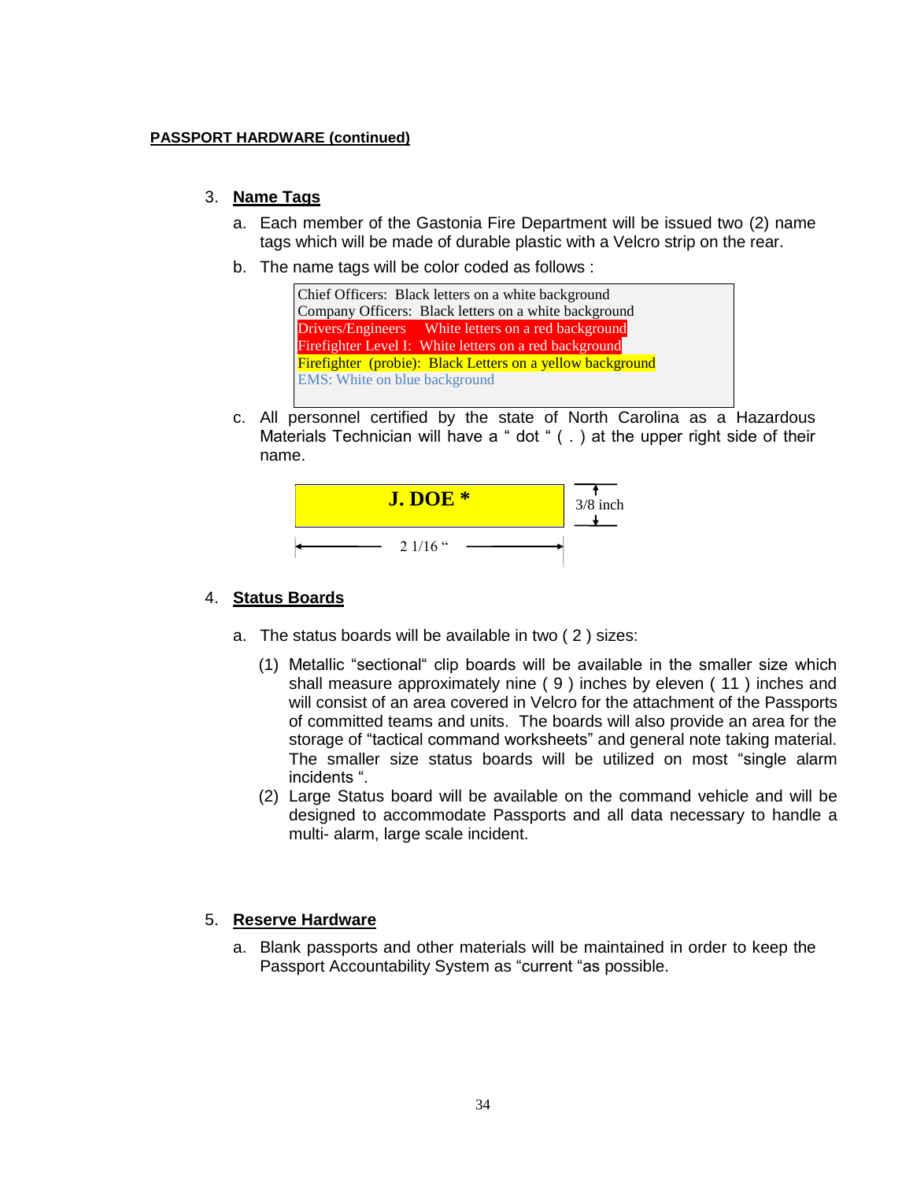**PASSPORT HARDWARE (continued)**

3. **Name Tags**

   a. Each member of the Gastonia Fire Department will be issued two (2) name tags which will be made of durable plastic with a Velcro strip on the rear.

   b. The name tags will be color coded as follows :

      Chief Officers: Black letters on a white background
      Company Officers: Black letters on a white background
      Drivers/Engineers White letters on a red background
      Firefighter Level I: White letters on a red background
      Firefighter (probie): Black Letters on a yellow background
      EMS: White on blue background

   c. All personnel certified by the state of North Carolina as a Hazardous Materials Technician will have a " dot " ( . ) at the upper right side of their name.

      J. DOE *

      3/8 inch

      2 1/16 "

4. **Status Boards**

   a. The status boards will be available in two ( 2 ) sizes:

      (1) Metallic "sectional" clip boards will be available in the smaller size which shall measure approximately nine ( 9 ) inches by eleven ( 11 ) inches and will consist of an area covered in Velcro for the attachment of the Passports of committed teams and units. The boards will also provide an area for the storage of "tactical command worksheets" and general note taking material. The smaller size status boards will be utilized on most "single alarm incidents ".

      (2) Large Status board will be available on the command vehicle and will be designed to accommodate Passports and all data necessary to handle a multi- alarm, large scale incident.

5. **Reserve Hardware**

   a. Blank passports and other materials will be maintained in order to keep the Passport Accountability System as "current "as possible.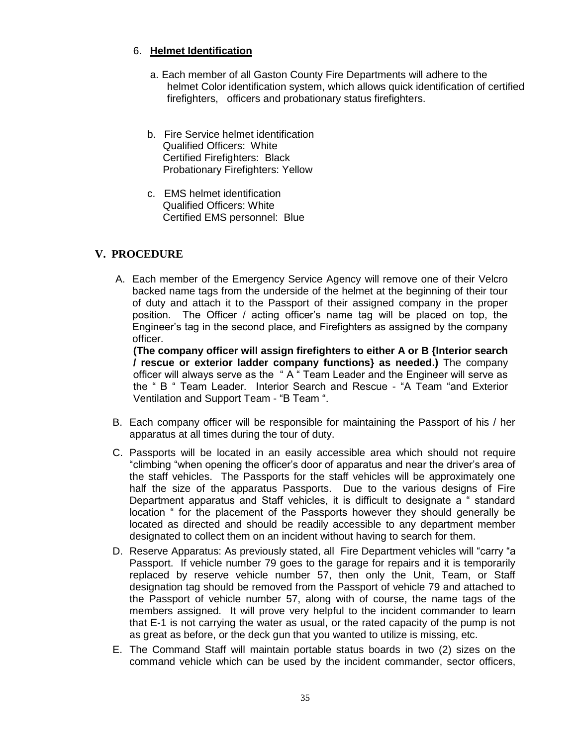6. **Helmet Identification**

   a. Each member of all Gaston County Fire Departments will adhere to the helmet Color identification system, which allows quick identification of certified firefighters, officers and probationary status firefighters.

   b. Fire Service helmet identification
      Qualified Officers: White
      Certified Firefighters: Black
      Probationary Firefighters: Yellow

   c. EMS helmet identification
      Qualified Officers: White
      Certified EMS personnel: Blue

## V. PROCEDURE

A. Each member of the Emergency Service Agency will remove one of their Velcro backed name tags from the underside of the helmet at the beginning of their tour of duty and attach it to the Passport of their assigned company in the proper position. The Officer / acting officer's name tag will be placed on top, the Engineer's tag in the second place, and Firefighters as assigned by the company officer.
**(The company officer will assign firefighters to either A or B {Interior search / rescue or exterior ladder company functions} as needed.)** The company officer will always serve as the " A " Team Leader and the Engineer will serve as the " B " Team Leader. Interior Search and Rescue - "A Team "and Exterior Ventilation and Support Team - "B Team ".

B. Each company officer will be responsible for maintaining the Passport of his / her apparatus at all times during the tour of duty.

C. Passports will be located in an easily accessible area which should not require "climbing "when opening the officer's door of apparatus and near the driver's area of the staff vehicles. The Passports for the staff vehicles will be approximately one half the size of the apparatus Passports. Due to the various designs of Fire Department apparatus and Staff vehicles, it is difficult to designate a " standard location " for the placement of the Passports however they should generally be located as directed and should be readily accessible to any department member designated to collect them on an incident without having to search for them.

D. Reserve Apparatus: As previously stated, all Fire Department vehicles will "carry "a Passport. If vehicle number 79 goes to the garage for repairs and it is temporarily replaced by reserve vehicle number 57, then only the Unit, Team, or Staff designation tag should be removed from the Passport of vehicle 79 and attached to the Passport of vehicle number 57, along with of course, the name tags of the members assigned. It will prove very helpful to the incident commander to learn that E-1 is not carrying the water as usual, or the rated capacity of the pump is not as great as before, or the deck gun that you wanted to utilize is missing, etc.

E. The Command Staff will maintain portable status boards in two (2) sizes on the command vehicle which can be used by the incident commander, sector officers,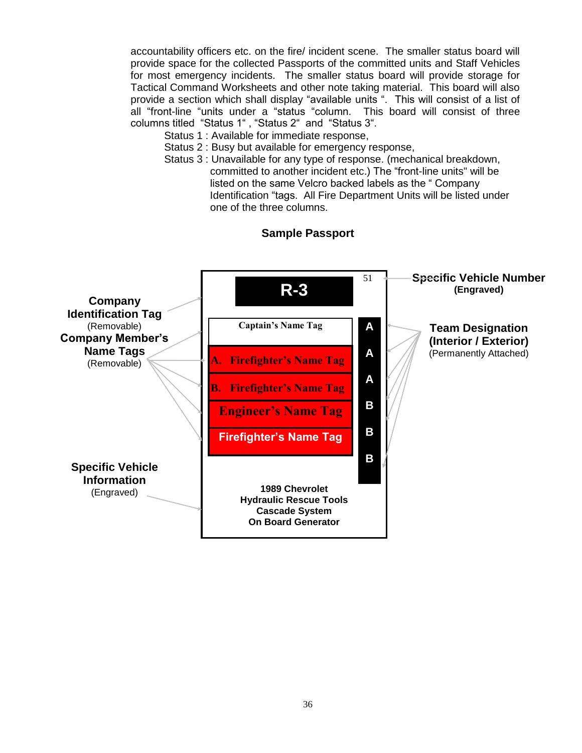accountability officers etc. on the fire/ incident scene. The smaller status board will provide space for the collected Passports of the committed units and Staff Vehicles for most emergency incidents. The smaller status board will provide storage for Tactical Command Worksheets and other note taking material. This board will also provide a section which shall display "available units ". This will consist of a list of all "front-line "units under a "status "column. This board will consist of three columns titled "Status 1" , "Status 2" and "Status 3".

Status 1 : Available for immediate response,

Status 2 : Busy but available for emergency response,

Status 3 : Unavailable for any type of response. (mechanical breakdown, committed to another incident etc.) The "front-line units" will be listed on the same Velcro backed labels as the " Company Identification "tags. All Fire Department Units will be listed under one of the three columns.

**Sample Passport**

**Company Identification Tag** (Removable)

**Company Member's Name Tags** (Removable)

**Specific Vehicle Information** (Engraved)

**Specific Vehicle Number** (Engraved)

**Team Designation (Interior / Exterior)** (Permanently Attached)

R-3 — 51

| Name Tag | Team |
|---|---|
| Captain's Name Tag | A |
| A. Firefighter's Name Tag | A |
| B. Firefighter's Name Tag | A |
| Engineer's Name Tag | B |
| Firefighter's Name Tag | B |
| | B |

1989 Chevrolet
Hydraulic Rescue Tools
Cascade System
On Board Generator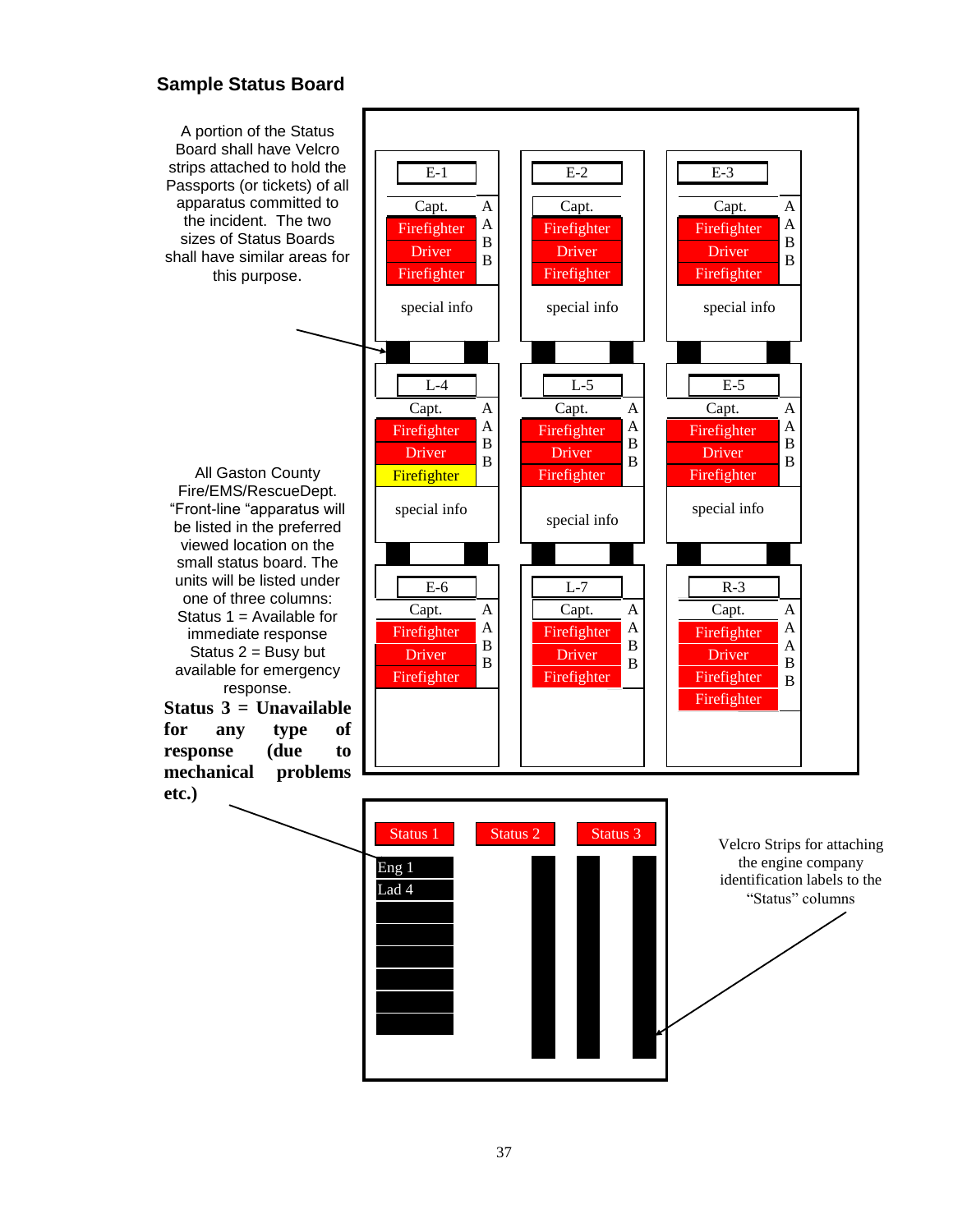## Sample Status Board

A portion of the Status Board shall have Velcro strips attached to hold the Passports (or tickets) of all apparatus committed to the incident. The two sizes of Status Boards shall have similar areas for this purpose.

| E-1 | E-2 | E-3 |
|---|---|---|
| Capt. A | Capt. | Capt. A |
| Firefighter A | Firefighter | Firefighter A |
| Driver B | Driver | Driver B |
| Firefighter B | Firefighter | Firefighter B |
| special info | special info | special info |

| L-4 | L-5 | E-5 |
|---|---|---|
| Capt. A | Capt. A | Capt. A |
| Firefighter A | Firefighter A | Firefighter A |
| Driver B | Driver B | Driver B |
| Firefighter B | Firefighter B | Firefighter B |
| special info | special info | special info |

| E-6 | L-7 | R-3 |
|---|---|---|
| Capt. A | Capt. A | Capt. A |
| Firefighter A | Firefighter A | Firefighter A |
| Driver B | Driver B | Driver A |
| Firefighter B | Firefighter B | Firefighter B |
| | | Firefighter B |

All Gaston County Fire/EMS/RescueDept. "Front-line "apparatus will be listed in the preferred viewed location on the small status board. The units will be listed under one of three columns:
Status 1 = Available for immediate response
Status 2 = Busy but available for emergency response.
**Status 3 = Unavailable for any type of response (due to mechanical problems etc.)**

| Status 1 | Status 2 | Status 3 |
|---|---|---|
| Eng 1 | | |
| Lad 4 | | |

Velcro Strips for attaching the engine company identification labels to the "Status" columns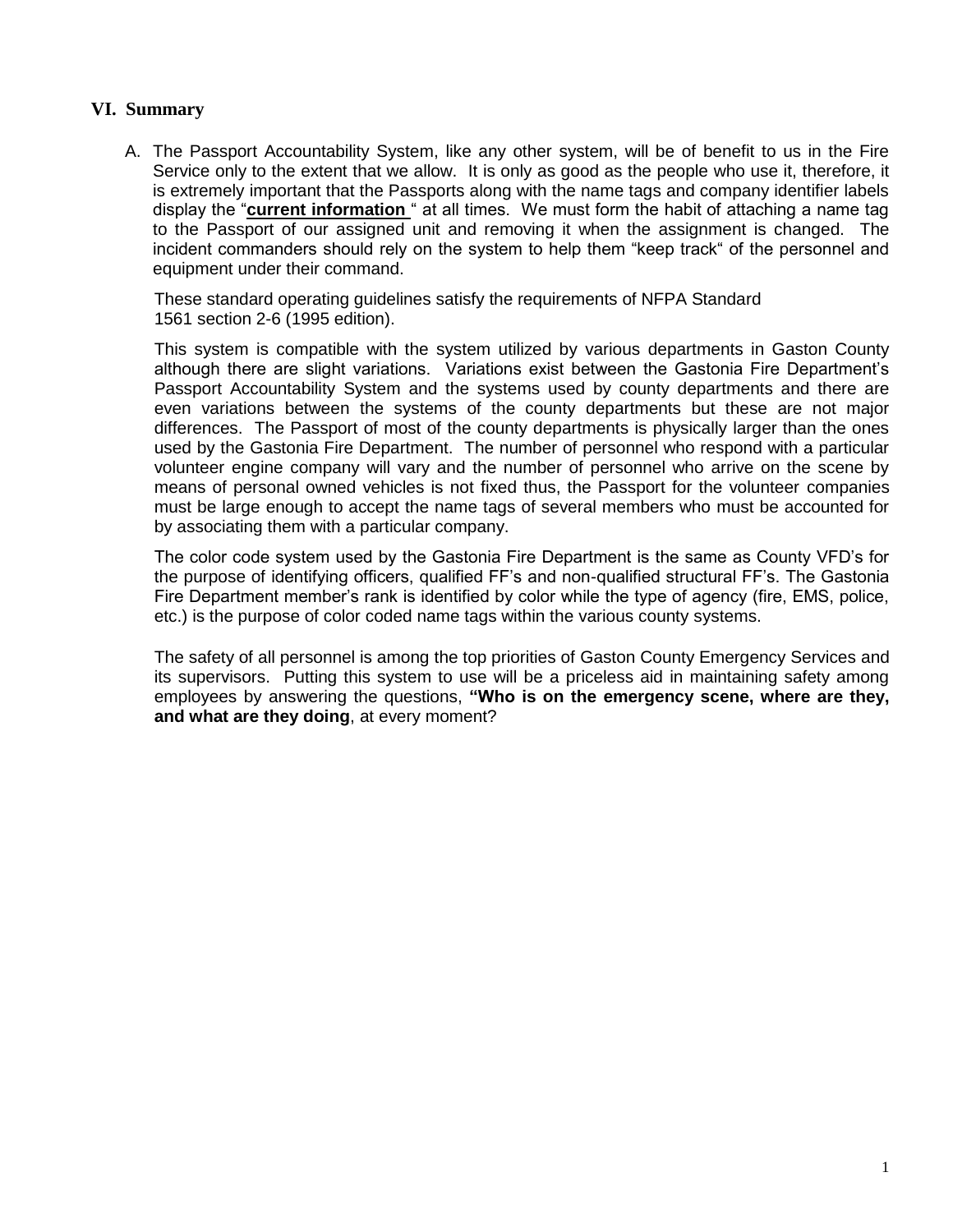## VI. Summary

A. The Passport Accountability System, like any other system, will be of benefit to us in the Fire Service only to the extent that we allow. It is only as good as the people who use it, therefore, it is extremely important that the Passports along with the name tags and company identifier labels display the "**current information** " at all times. We must form the habit of attaching a name tag to the Passport of our assigned unit and removing it when the assignment is changed. The incident commanders should rely on the system to help them "keep track" of the personnel and equipment under their command.

These standard operating guidelines satisfy the requirements of NFPA Standard 1561 section 2-6 (1995 edition).

This system is compatible with the system utilized by various departments in Gaston County although there are slight variations. Variations exist between the Gastonia Fire Department's Passport Accountability System and the systems used by county departments and there are even variations between the systems of the county departments but these are not major differences. The Passport of most of the county departments is physically larger than the ones used by the Gastonia Fire Department. The number of personnel who respond with a particular volunteer engine company will vary and the number of personnel who arrive on the scene by means of personal owned vehicles is not fixed thus, the Passport for the volunteer companies must be large enough to accept the name tags of several members who must be accounted for by associating them with a particular company.

The color code system used by the Gastonia Fire Department is the same as County VFD's for the purpose of identifying officers, qualified FF's and non-qualified structural FF's. The Gastonia Fire Department member's rank is identified by color while the type of agency (fire, EMS, police, etc.) is the purpose of color coded name tags within the various county systems.

The safety of all personnel is among the top priorities of Gaston County Emergency Services and its supervisors. Putting this system to use will be a priceless aid in maintaining safety among employees by answering the questions, **"Who is on the emergency scene, where are they, and what are they doing**, at every moment?